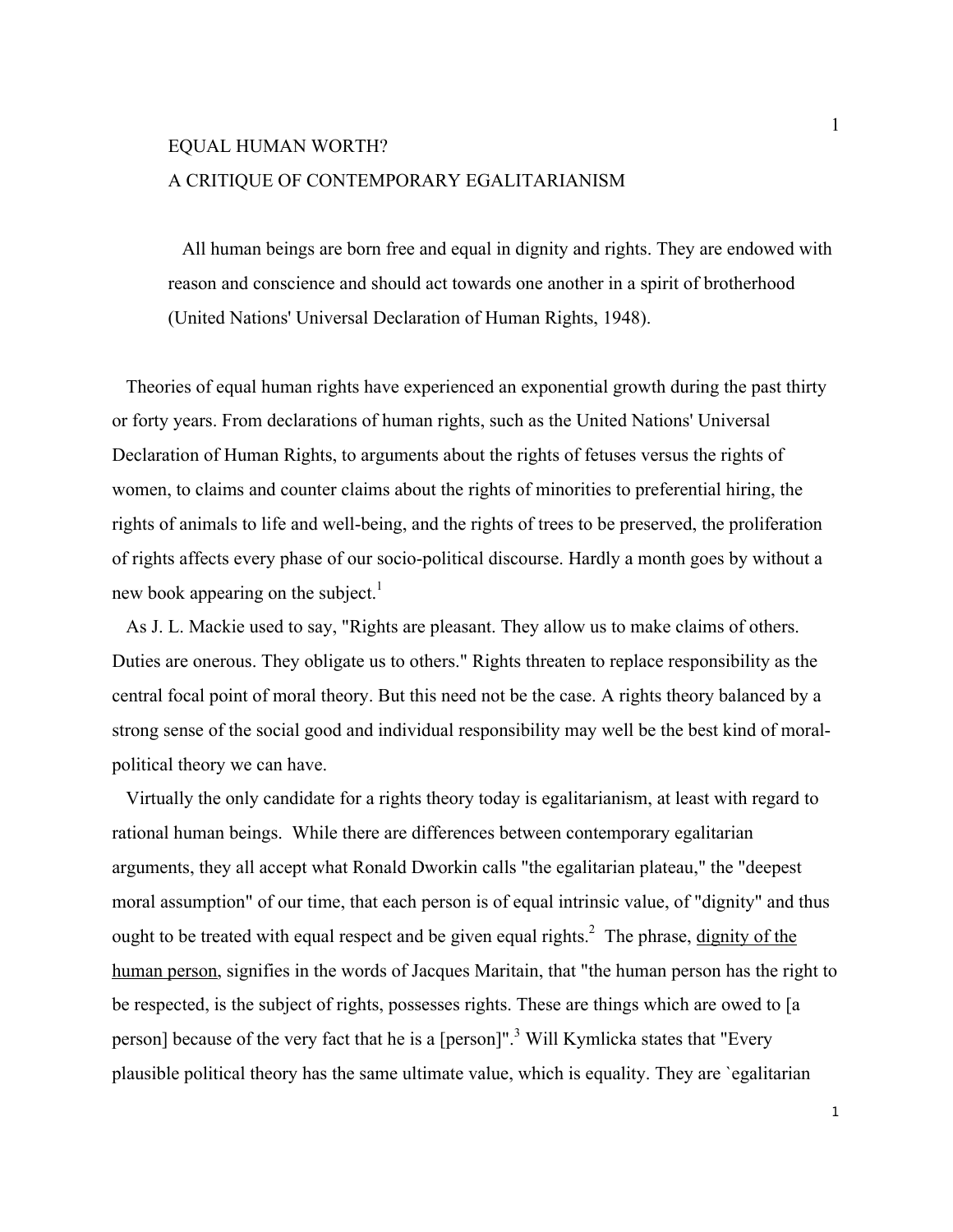# EQUAL HUMAN WORTH?
## A CRITIQUE OF CONTEMPORARY EGALITARIANISM

> All human beings are born free and equal in dignity and rights. They are endowed with reason and conscience and should act towards one another in a spirit of brotherhood (United Nations' Universal Declaration of Human Rights, 1948).

Theories of equal human rights have experienced an exponential growth during the past thirty or forty years. From declarations of human rights, such as the United Nations' Universal Declaration of Human Rights, to arguments about the rights of fetuses versus the rights of women, to claims and counter claims about the rights of minorities to preferential hiring, the rights of animals to life and well-being, and the rights of trees to be preserved, the proliferation of rights affects every phase of our socio-political discourse. Hardly a month goes by without a new book appearing on the subject.[1]

As J. L. Mackie used to say, "Rights are pleasant. They allow us to make claims of others. Duties are onerous. They obligate us to others." Rights threaten to replace responsibility as the central focal point of moral theory. But this need not be the case. A rights theory balanced by a strong sense of the social good and individual responsibility may well be the best kind of moral-political theory we can have.

Virtually the only candidate for a rights theory today is egalitarianism, at least with regard to rational human beings. While there are differences between contemporary egalitarian arguments, they all accept what Ronald Dworkin calls "the egalitarian plateau," the "deepest moral assumption" of our time, that each person is of equal intrinsic value, of "dignity" and thus ought to be treated with equal respect and be given equal rights.[2] The phrase, <u>dignity of the human person</u>, signifies in the words of Jacques Maritain, that "the human person has the right to be respected, is the subject of rights, possesses rights. These are things which are owed to [a person] because of the very fact that he is a [person]".[3] Will Kymlicka states that "Every plausible political theory has the same ultimate value, which is equality. They are `egalitarian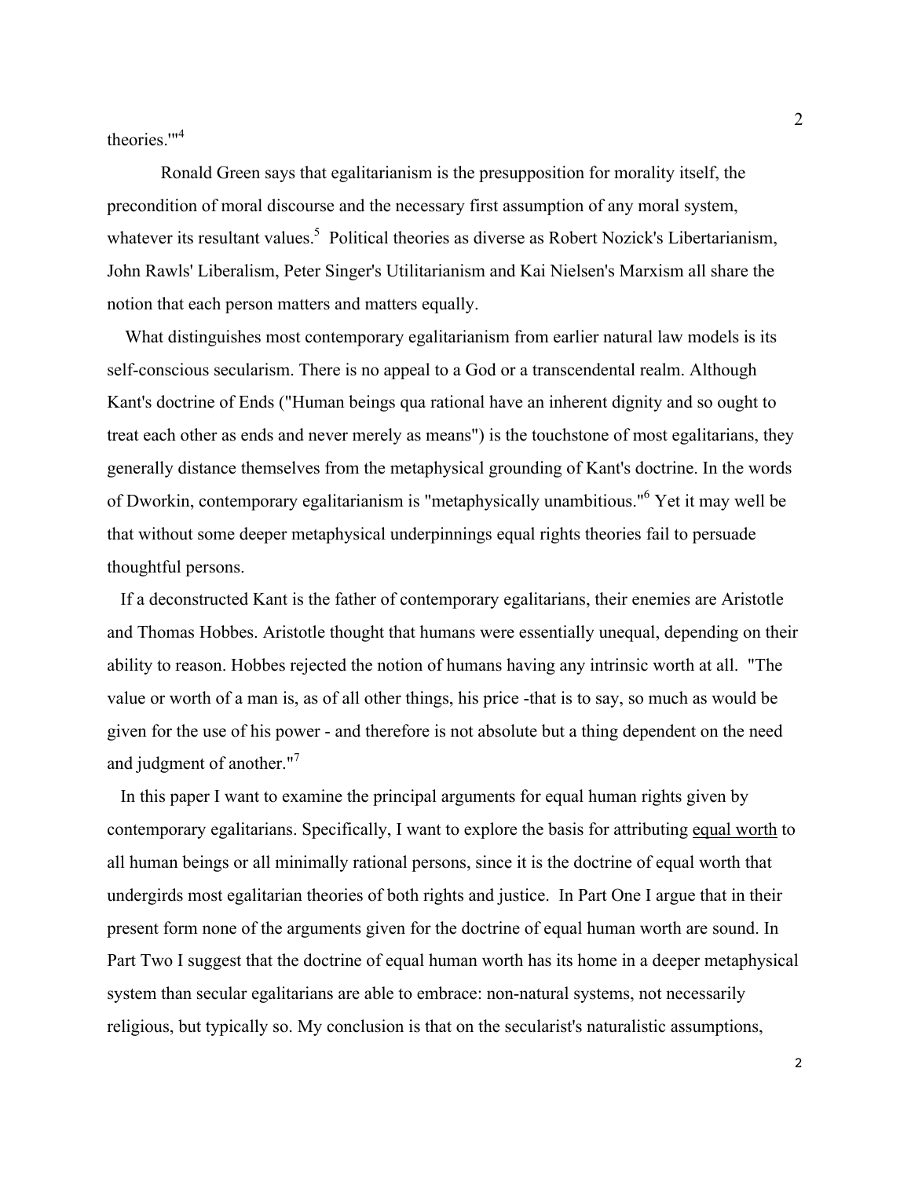theories.'"[4]

Ronald Green says that egalitarianism is the presupposition for morality itself, the precondition of moral discourse and the necessary first assumption of any moral system, whatever its resultant values.[5] Political theories as diverse as Robert Nozick's Libertarianism, John Rawls' Liberalism, Peter Singer's Utilitarianism and Kai Nielsen's Marxism all share the notion that each person matters and matters equally.

What distinguishes most contemporary egalitarianism from earlier natural law models is its self-conscious secularism. There is no appeal to a God or a transcendental realm. Although Kant's doctrine of Ends ("Human beings qua rational have an inherent dignity and so ought to treat each other as ends and never merely as means") is the touchstone of most egalitarians, they generally distance themselves from the metaphysical grounding of Kant's doctrine. In the words of Dworkin, contemporary egalitarianism is "metaphysically unambitious."[6] Yet it may well be that without some deeper metaphysical underpinnings equal rights theories fail to persuade thoughtful persons.

If a deconstructed Kant is the father of contemporary egalitarians, their enemies are Aristotle and Thomas Hobbes. Aristotle thought that humans were essentially unequal, depending on their ability to reason. Hobbes rejected the notion of humans having any intrinsic worth at all. "The value or worth of a man is, as of all other things, his price -that is to say, so much as would be given for the use of his power - and therefore is not absolute but a thing dependent on the need and judgment of another."[7]

In this paper I want to examine the principal arguments for equal human rights given by contemporary egalitarians. Specifically, I want to explore the basis for attributing equal worth to all human beings or all minimally rational persons, since it is the doctrine of equal worth that undergirds most egalitarian theories of both rights and justice. In Part One I argue that in their present form none of the arguments given for the doctrine of equal human worth are sound. In Part Two I suggest that the doctrine of equal human worth has its home in a deeper metaphysical system than secular egalitarians are able to embrace: non-natural systems, not necessarily religious, but typically so. My conclusion is that on the secularist's naturalistic assumptions,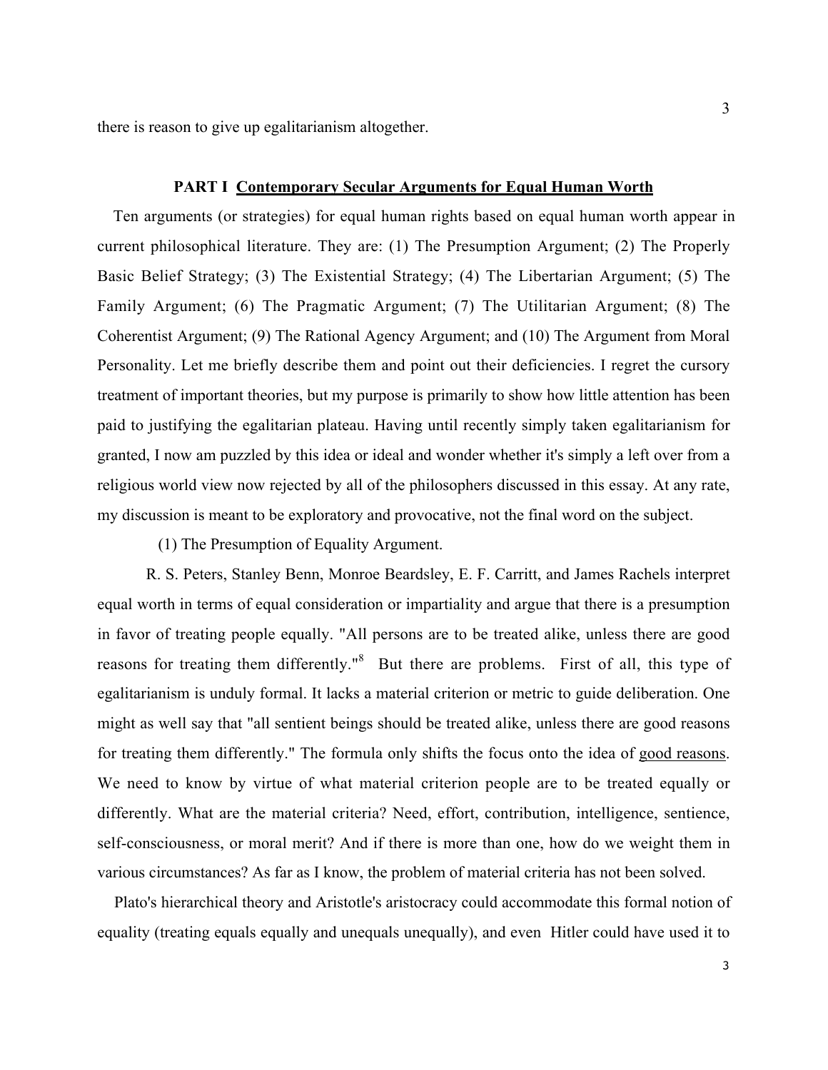there is reason to give up egalitarianism altogether.

## PART I Contemporary Secular Arguments for Equal Human Worth

Ten arguments (or strategies) for equal human rights based on equal human worth appear in current philosophical literature. They are: (1) The Presumption Argument; (2) The Properly Basic Belief Strategy; (3) The Existential Strategy; (4) The Libertarian Argument; (5) The Family Argument; (6) The Pragmatic Argument; (7) The Utilitarian Argument; (8) The Coherentist Argument; (9) The Rational Agency Argument; and (10) The Argument from Moral Personality. Let me briefly describe them and point out their deficiencies. I regret the cursory treatment of important theories, but my purpose is primarily to show how little attention has been paid to justifying the egalitarian plateau. Having until recently simply taken egalitarianism for granted, I now am puzzled by this idea or ideal and wonder whether it's simply a left over from a religious world view now rejected by all of the philosophers discussed in this essay. At any rate, my discussion is meant to be exploratory and provocative, not the final word on the subject.

(1) The Presumption of Equality Argument.

R. S. Peters, Stanley Benn, Monroe Beardsley, E. F. Carritt, and James Rachels interpret equal worth in terms of equal consideration or impartiality and argue that there is a presumption in favor of treating people equally. "All persons are to be treated alike, unless there are good reasons for treating them differently."[8] But there are problems. First of all, this type of egalitarianism is unduly formal. It lacks a material criterion or metric to guide deliberation. One might as well say that "all sentient beings should be treated alike, unless there are good reasons for treating them differently." The formula only shifts the focus onto the idea of good reasons. We need to know by virtue of what material criterion people are to be treated equally or differently. What are the material criteria? Need, effort, contribution, intelligence, sentience, self-consciousness, or moral merit? And if there is more than one, how do we weight them in various circumstances? As far as I know, the problem of material criteria has not been solved.

Plato's hierarchical theory and Aristotle's aristocracy could accommodate this formal notion of equality (treating equals equally and unequals unequally), and even Hitler could have used it to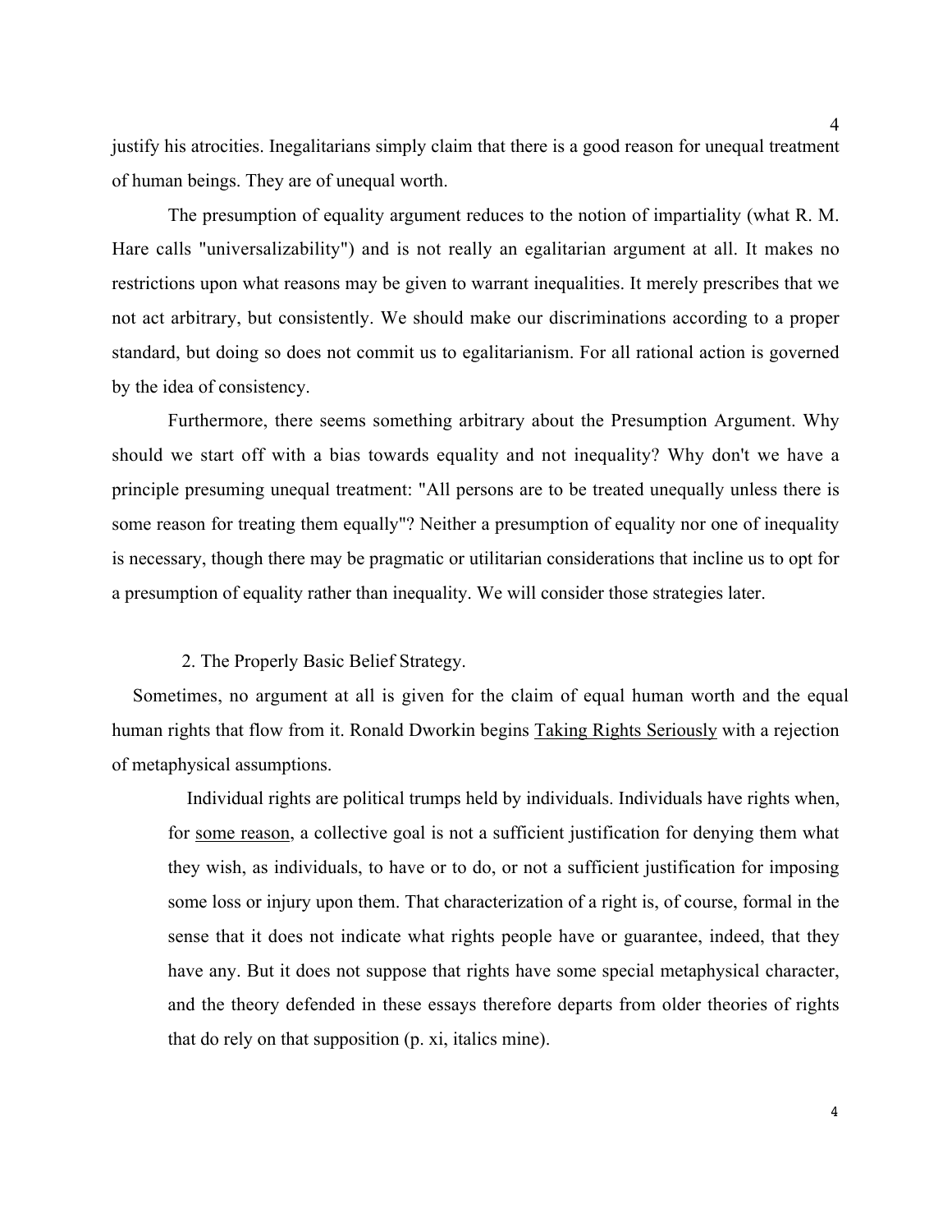justify his atrocities. Inegalitarians simply claim that there is a good reason for unequal treatment of human beings. They are of unequal worth.

The presumption of equality argument reduces to the notion of impartiality (what R. M. Hare calls "universalizability") and is not really an egalitarian argument at all. It makes no restrictions upon what reasons may be given to warrant inequalities. It merely prescribes that we not act arbitrary, but consistently. We should make our discriminations according to a proper standard, but doing so does not commit us to egalitarianism. For all rational action is governed by the idea of consistency.

Furthermore, there seems something arbitrary about the Presumption Argument. Why should we start off with a bias towards equality and not inequality? Why don't we have a principle presuming unequal treatment: "All persons are to be treated unequally unless there is some reason for treating them equally"? Neither a presumption of equality nor one of inequality is necessary, though there may be pragmatic or utilitarian considerations that incline us to opt for a presumption of equality rather than inequality. We will consider those strategies later.

### 2. The Properly Basic Belief Strategy.

Sometimes, no argument at all is given for the claim of equal human worth and the equal human rights that flow from it. Ronald Dworkin begins Taking Rights Seriously with a rejection of metaphysical assumptions.

> Individual rights are political trumps held by individuals. Individuals have rights when, for some reason, a collective goal is not a sufficient justification for denying them what they wish, as individuals, to have or to do, or not a sufficient justification for imposing some loss or injury upon them. That characterization of a right is, of course, formal in the sense that it does not indicate what rights people have or guarantee, indeed, that they have any. But it does not suppose that rights have some special metaphysical character, and the theory defended in these essays therefore departs from older theories of rights that do rely on that supposition (p. xi, italics mine).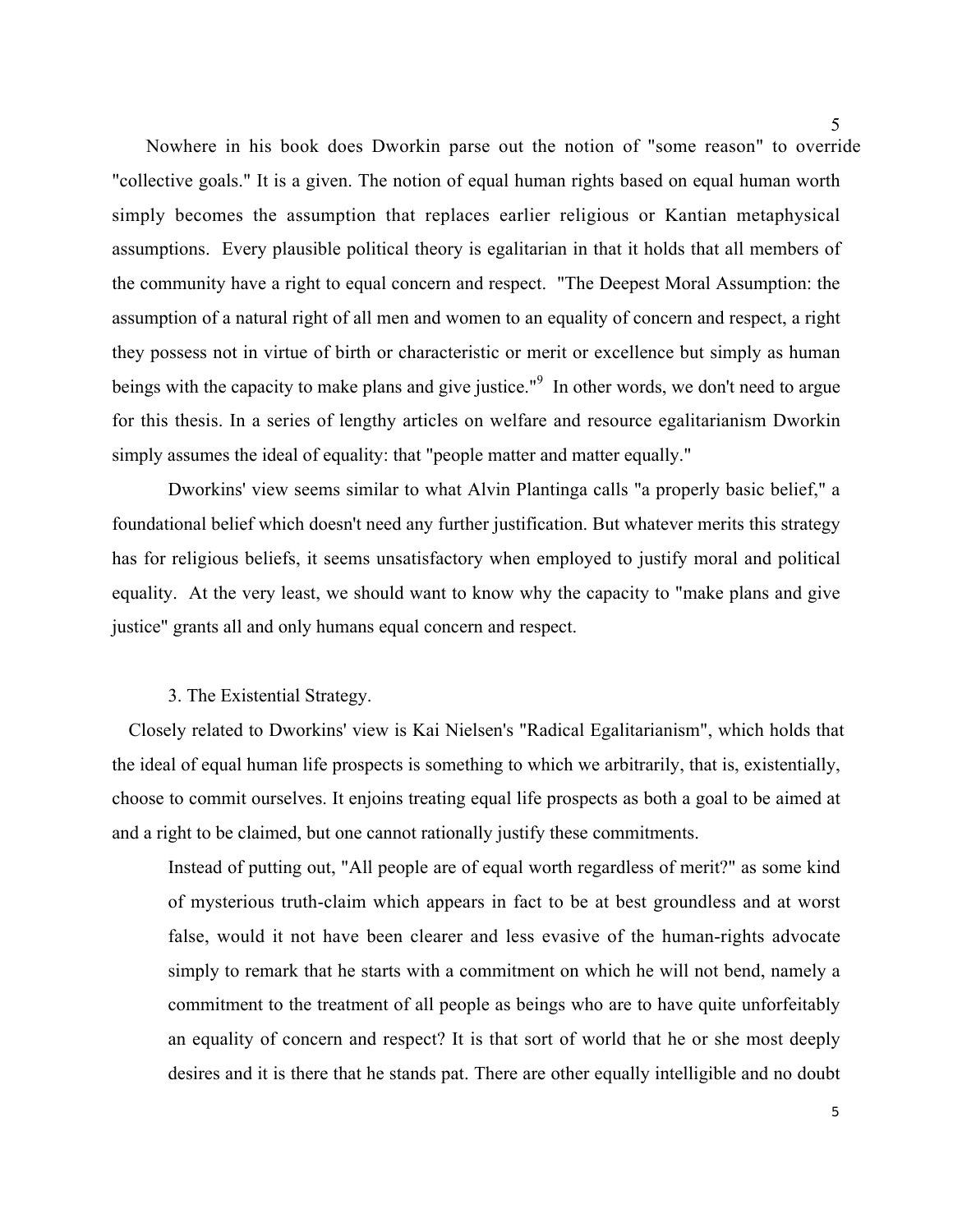Nowhere in his book does Dworkin parse out the notion of "some reason" to override "collective goals." It is a given. The notion of equal human rights based on equal human worth simply becomes the assumption that replaces earlier religious or Kantian metaphysical assumptions. Every plausible political theory is egalitarian in that it holds that all members of the community have a right to equal concern and respect. "The Deepest Moral Assumption: the assumption of a natural right of all men and women to an equality of concern and respect, a right they possess not in virtue of birth or characteristic or merit or excellence but simply as human beings with the capacity to make plans and give justice."[9] In other words, we don't need to argue for this thesis. In a series of lengthy articles on welfare and resource egalitarianism Dworkin simply assumes the ideal of equality: that "people matter and matter equally."

Dworkins' view seems similar to what Alvin Plantinga calls "a properly basic belief," a foundational belief which doesn't need any further justification. But whatever merits this strategy has for religious beliefs, it seems unsatisfactory when employed to justify moral and political equality. At the very least, we should want to know why the capacity to "make plans and give justice" grants all and only humans equal concern and respect.

3. The Existential Strategy.

Closely related to Dworkins' view is Kai Nielsen's "Radical Egalitarianism", which holds that the ideal of equal human life prospects is something to which we arbitrarily, that is, existentially, choose to commit ourselves. It enjoins treating equal life prospects as both a goal to be aimed at and a right to be claimed, but one cannot rationally justify these commitments.

> Instead of putting out, "All people are of equal worth regardless of merit?" as some kind of mysterious truth-claim which appears in fact to be at best groundless and at worst false, would it not have been clearer and less evasive of the human-rights advocate simply to remark that he starts with a commitment on which he will not bend, namely a commitment to the treatment of all people as beings who are to have quite unforfeitably an equality of concern and respect? It is that sort of world that he or she most deeply desires and it is there that he stands pat. There are other equally intelligible and no doubt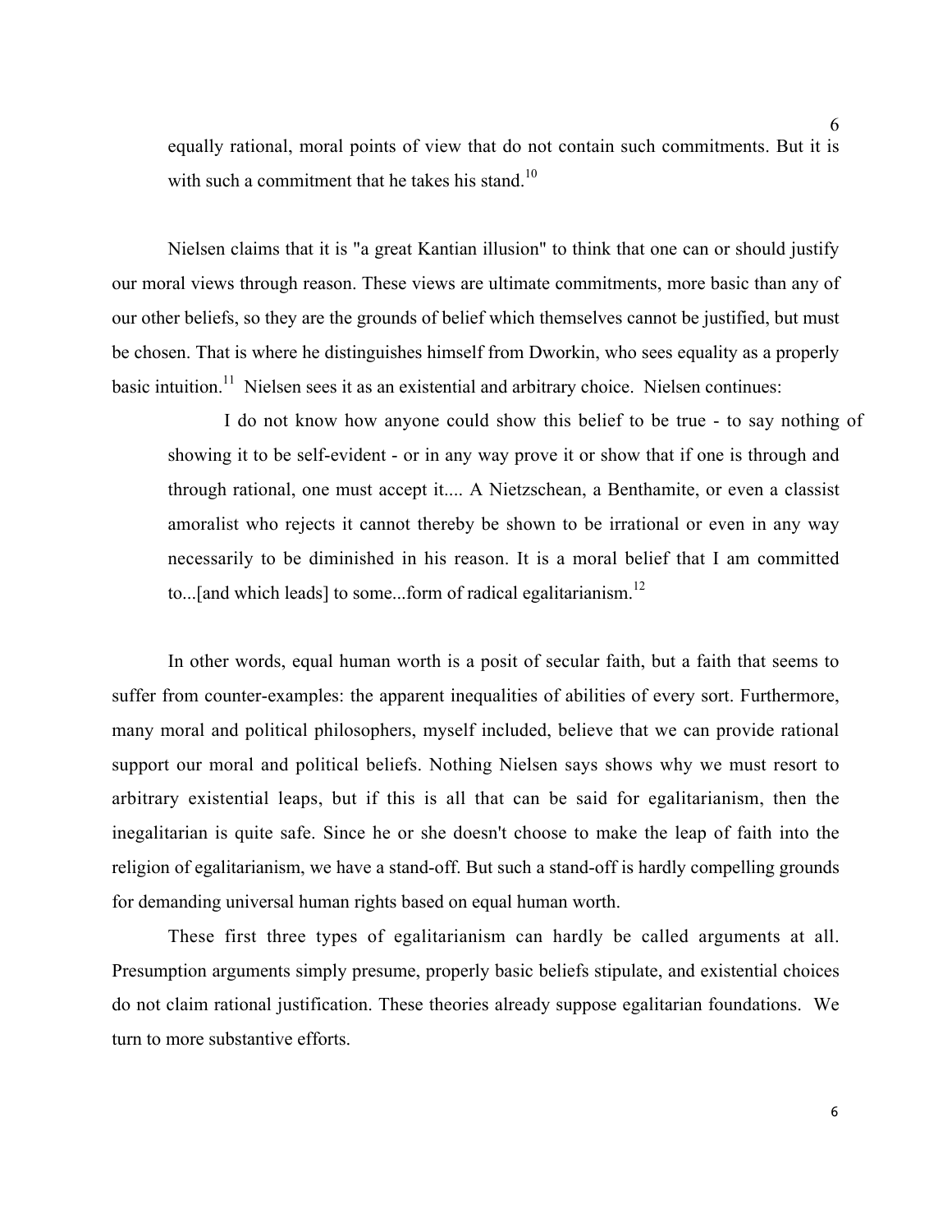> equally rational, moral points of view that do not contain such commitments. But it is with such a commitment that he takes his stand.[10]

Nielsen claims that it is "a great Kantian illusion" to think that one can or should justify our moral views through reason. These views are ultimate commitments, more basic than any of our other beliefs, so they are the grounds of belief which themselves cannot be justified, but must be chosen. That is where he distinguishes himself from Dworkin, who sees equality as a properly basic intuition.[11] Nielsen sees it as an existential and arbitrary choice. Nielsen continues:

> I do not know how anyone could show this belief to be true - to say nothing of showing it to be self-evident - or in any way prove it or show that if one is through and through rational, one must accept it.... A Nietzschean, a Benthamite, or even a classist amoralist who rejects it cannot thereby be shown to be irrational or even in any way necessarily to be diminished in his reason. It is a moral belief that I am committed to...[and which leads] to some...form of radical egalitarianism.[12]

In other words, equal human worth is a posit of secular faith, but a faith that seems to suffer from counter-examples: the apparent inequalities of abilities of every sort. Furthermore, many moral and political philosophers, myself included, believe that we can provide rational support our moral and political beliefs. Nothing Nielsen says shows why we must resort to arbitrary existential leaps, but if this is all that can be said for egalitarianism, then the inegalitarian is quite safe. Since he or she doesn't choose to make the leap of faith into the religion of egalitarianism, we have a stand-off. But such a stand-off is hardly compelling grounds for demanding universal human rights based on equal human worth.

These first three types of egalitarianism can hardly be called arguments at all. Presumption arguments simply presume, properly basic beliefs stipulate, and existential choices do not claim rational justification. These theories already suppose egalitarian foundations. We turn to more substantive efforts.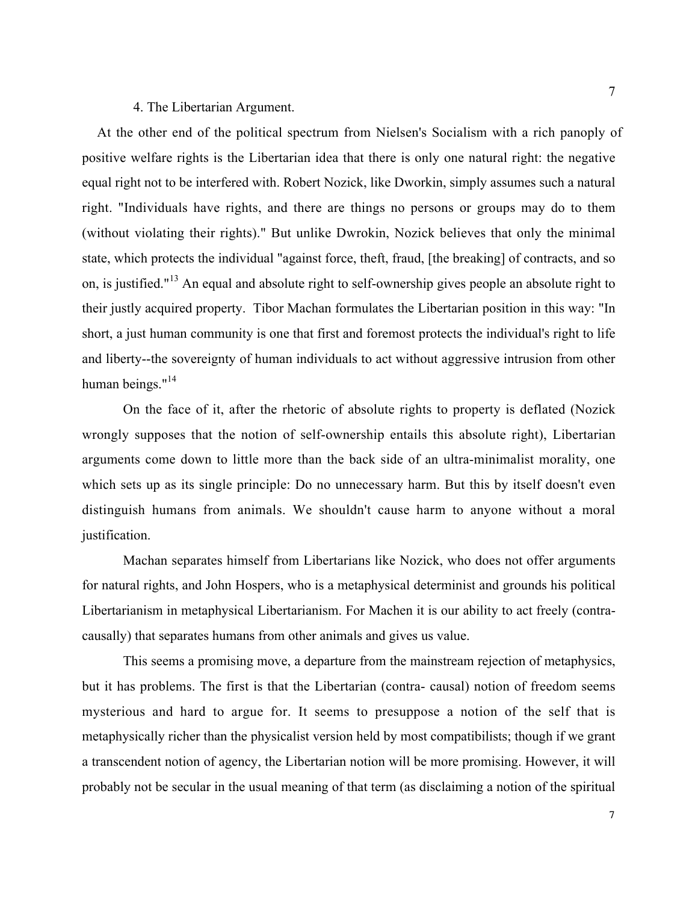### 4. The Libertarian Argument.

At the other end of the political spectrum from Nielsen's Socialism with a rich panoply of positive welfare rights is the Libertarian idea that there is only one natural right: the negative equal right not to be interfered with. Robert Nozick, like Dworkin, simply assumes such a natural right. "Individuals have rights, and there are things no persons or groups may do to them (without violating their rights)." But unlike Dwrokin, Nozick believes that only the minimal state, which protects the individual "against force, theft, fraud, [the breaking] of contracts, and so on, is justified."[13] An equal and absolute right to self-ownership gives people an absolute right to their justly acquired property. Tibor Machan formulates the Libertarian position in this way: "In short, a just human community is one that first and foremost protects the individual's right to life and liberty--the sovereignty of human individuals to act without aggressive intrusion from other human beings."[14]

On the face of it, after the rhetoric of absolute rights to property is deflated (Nozick wrongly supposes that the notion of self-ownership entails this absolute right), Libertarian arguments come down to little more than the back side of an ultra-minimalist morality, one which sets up as its single principle: Do no unnecessary harm. But this by itself doesn't even distinguish humans from animals. We shouldn't cause harm to anyone without a moral justification.

Machan separates himself from Libertarians like Nozick, who does not offer arguments for natural rights, and John Hospers, who is a metaphysical determinist and grounds his political Libertarianism in metaphysical Libertarianism. For Machen it is our ability to act freely (contra-causally) that separates humans from other animals and gives us value.

This seems a promising move, a departure from the mainstream rejection of metaphysics, but it has problems. The first is that the Libertarian (contra- causal) notion of freedom seems mysterious and hard to argue for. It seems to presuppose a notion of the self that is metaphysically richer than the physicalist version held by most compatibilists; though if we grant a transcendent notion of agency, the Libertarian notion will be more promising. However, it will probably not be secular in the usual meaning of that term (as disclaiming a notion of the spiritual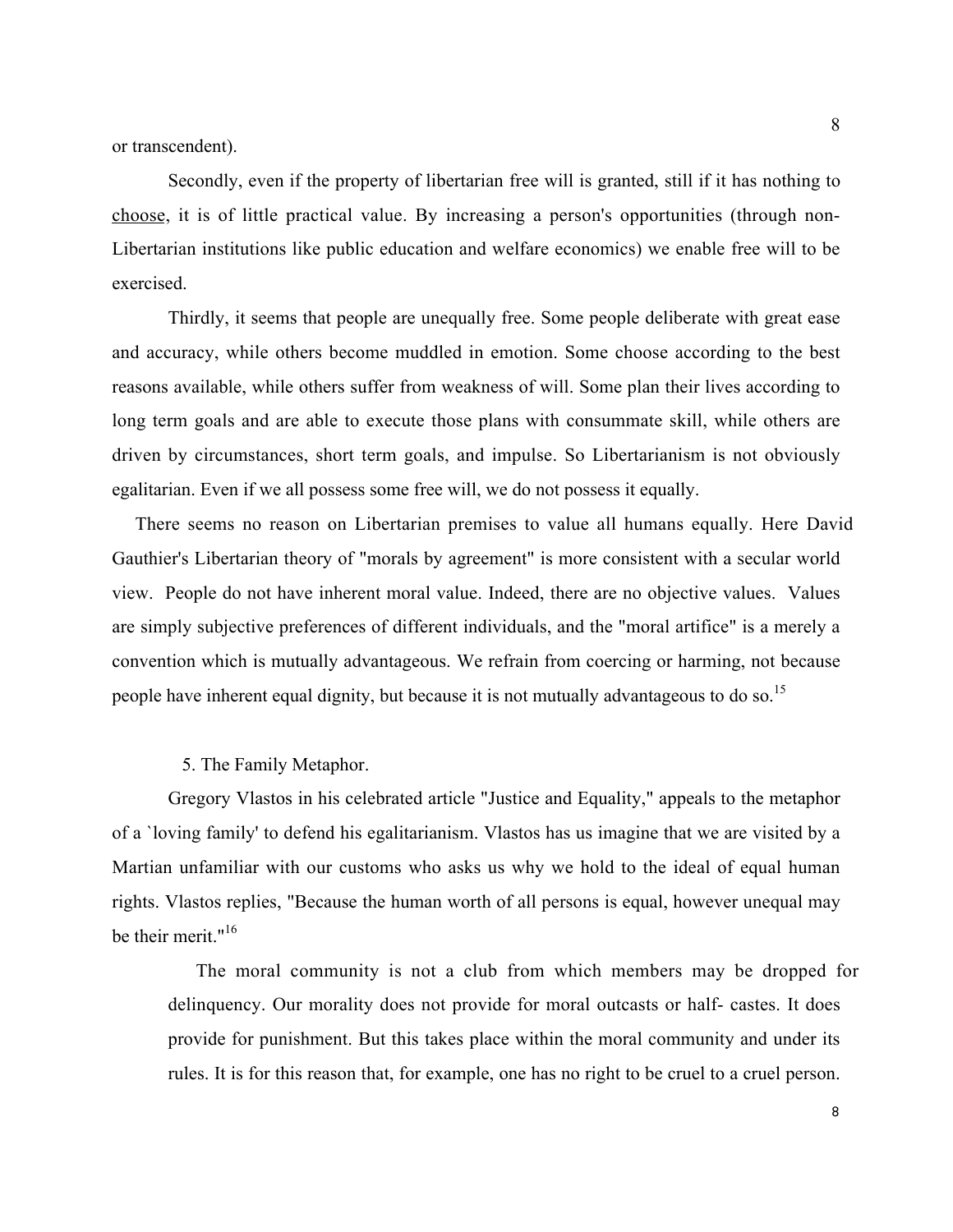or transcendent).

Secondly, even if the property of libertarian free will is granted, still if it has nothing to choose, it is of little practical value. By increasing a person's opportunities (through non-Libertarian institutions like public education and welfare economics) we enable free will to be exercised.

Thirdly, it seems that people are unequally free. Some people deliberate with great ease and accuracy, while others become muddled in emotion. Some choose according to the best reasons available, while others suffer from weakness of will. Some plan their lives according to long term goals and are able to execute those plans with consummate skill, while others are driven by circumstances, short term goals, and impulse. So Libertarianism is not obviously egalitarian. Even if we all possess some free will, we do not possess it equally.

There seems no reason on Libertarian premises to value all humans equally. Here David Gauthier's Libertarian theory of "morals by agreement" is more consistent with a secular world view. People do not have inherent moral value. Indeed, there are no objective values. Values are simply subjective preferences of different individuals, and the "moral artifice" is a merely a convention which is mutually advantageous. We refrain from coercing or harming, not because people have inherent equal dignity, but because it is not mutually advantageous to do so.[15]

5. The Family Metaphor.

Gregory Vlastos in his celebrated article "Justice and Equality," appeals to the metaphor of a `loving family' to defend his egalitarianism. Vlastos has us imagine that we are visited by a Martian unfamiliar with our customs who asks us why we hold to the ideal of equal human rights. Vlastos replies, "Because the human worth of all persons is equal, however unequal may be their merit."[16]

> The moral community is not a club from which members may be dropped for delinquency. Our morality does not provide for moral outcasts or half- castes. It does provide for punishment. But this takes place within the moral community and under its rules. It is for this reason that, for example, one has no right to be cruel to a cruel person.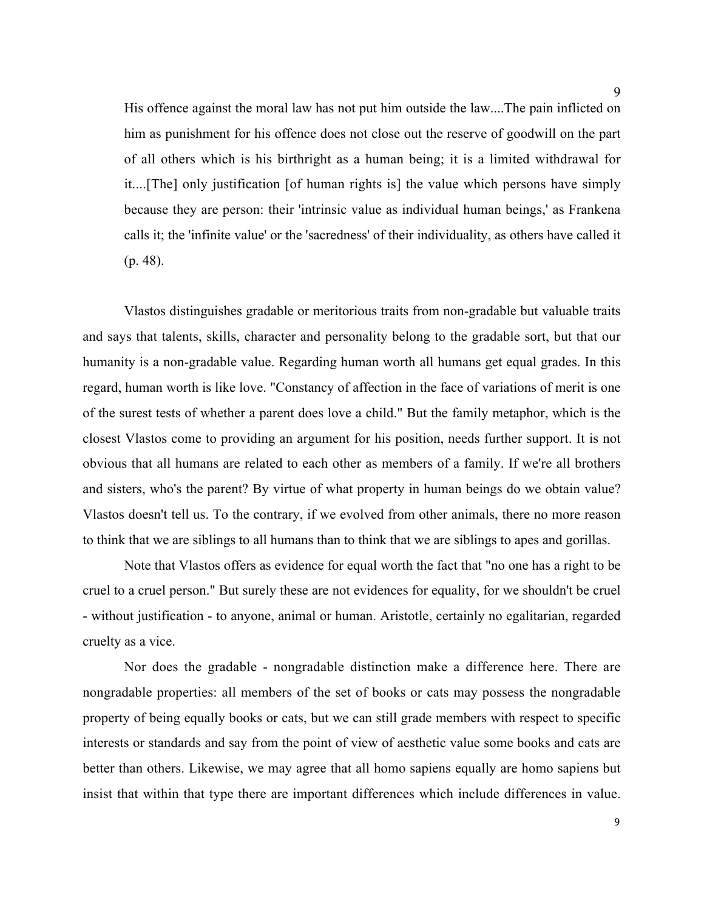> His offence against the moral law has not put him outside the law....The pain inflicted on him as punishment for his offence does not close out the reserve of goodwill on the part of all others which is his birthright as a human being; it is a limited withdrawal for it....[The] only justification [of human rights is] the value which persons have simply because they are person: their 'intrinsic value as individual human beings,' as Frankena calls it; the 'infinite value' or the 'sacredness' of their individuality, as others have called it (p. 48).

Vlastos distinguishes gradable or meritorious traits from non-gradable but valuable traits and says that talents, skills, character and personality belong to the gradable sort, but that our humanity is a non-gradable value. Regarding human worth all humans get equal grades. In this regard, human worth is like love. "Constancy of affection in the face of variations of merit is one of the surest tests of whether a parent does love a child." But the family metaphor, which is the closest Vlastos come to providing an argument for his position, needs further support. It is not obvious that all humans are related to each other as members of a family. If we're all brothers and sisters, who's the parent? By virtue of what property in human beings do we obtain value? Vlastos doesn't tell us. To the contrary, if we evolved from other animals, there no more reason to think that we are siblings to all humans than to think that we are siblings to apes and gorillas.

Note that Vlastos offers as evidence for equal worth the fact that "no one has a right to be cruel to a cruel person." But surely these are not evidences for equality, for we shouldn't be cruel - without justification - to anyone, animal or human. Aristotle, certainly no egalitarian, regarded cruelty as a vice.

Nor does the gradable - nongradable distinction make a difference here. There are nongradable properties: all members of the set of books or cats may possess the nongradable property of being equally books or cats, but we can still grade members with respect to specific interests or standards and say from the point of view of aesthetic value some books and cats are better than others. Likewise, we may agree that all homo sapiens equally are homo sapiens but insist that within that type there are important differences which include differences in value.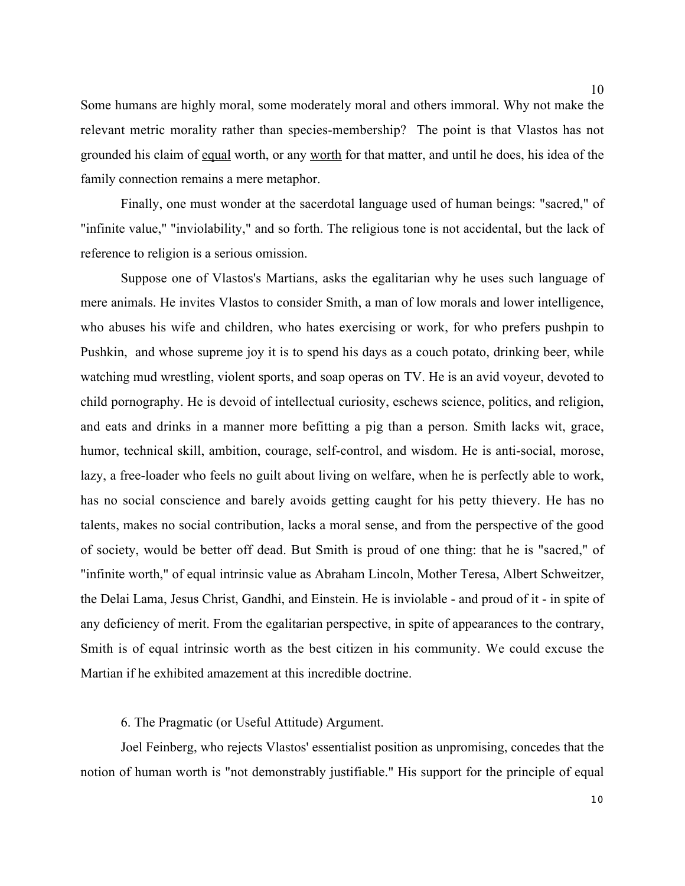Some humans are highly moral, some moderately moral and others immoral. Why not make the relevant metric morality rather than species-membership? The point is that Vlastos has not grounded his claim of <u>equal</u> worth, or any <u>worth</u> for that matter, and until he does, his idea of the family connection remains a mere metaphor.

Finally, one must wonder at the sacerdotal language used of human beings: "sacred," of "infinite value," "inviolability," and so forth. The religious tone is not accidental, but the lack of reference to religion is a serious omission.

Suppose one of Vlastos's Martians, asks the egalitarian why he uses such language of mere animals. He invites Vlastos to consider Smith, a man of low morals and lower intelligence, who abuses his wife and children, who hates exercising or work, for who prefers pushpin to Pushkin, and whose supreme joy it is to spend his days as a couch potato, drinking beer, while watching mud wrestling, violent sports, and soap operas on TV. He is an avid voyeur, devoted to child pornography. He is devoid of intellectual curiosity, eschews science, politics, and religion, and eats and drinks in a manner more befitting a pig than a person. Smith lacks wit, grace, humor, technical skill, ambition, courage, self-control, and wisdom. He is anti-social, morose, lazy, a free-loader who feels no guilt about living on welfare, when he is perfectly able to work, has no social conscience and barely avoids getting caught for his petty thievery. He has no talents, makes no social contribution, lacks a moral sense, and from the perspective of the good of society, would be better off dead. But Smith is proud of one thing: that he is "sacred," of "infinite worth," of equal intrinsic value as Abraham Lincoln, Mother Teresa, Albert Schweitzer, the Delai Lama, Jesus Christ, Gandhi, and Einstein. He is inviolable - and proud of it - in spite of any deficiency of merit. From the egalitarian perspective, in spite of appearances to the contrary, Smith is of equal intrinsic worth as the best citizen in his community. We could excuse the Martian if he exhibited amazement at this incredible doctrine.

## 6. The Pragmatic (or Useful Attitude) Argument.

Joel Feinberg, who rejects Vlastos' essentialist position as unpromising, concedes that the notion of human worth is "not demonstrably justifiable." His support for the principle of equal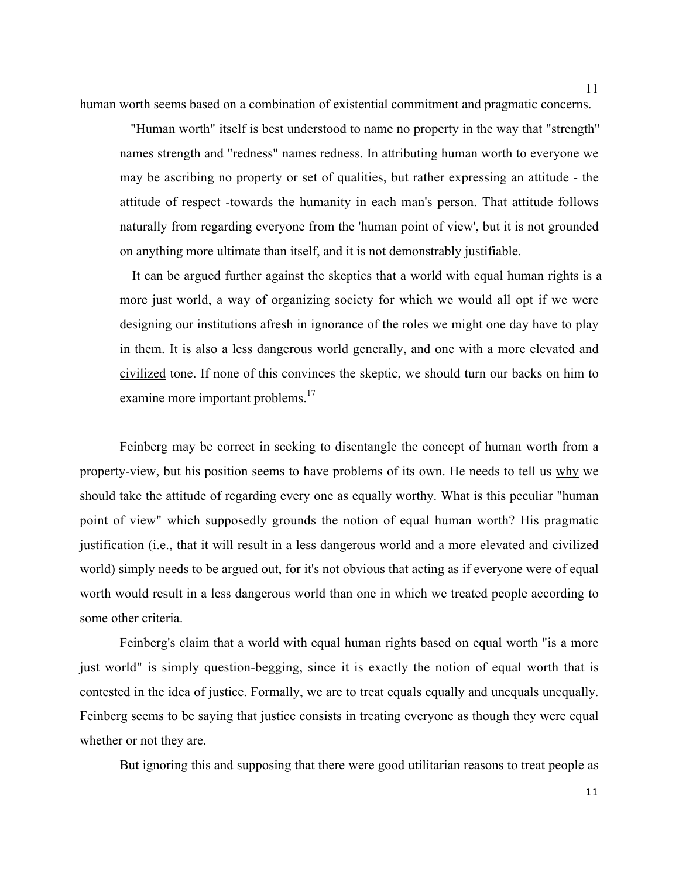human worth seems based on a combination of existential commitment and pragmatic concerns.

> "Human worth" itself is best understood to name no property in the way that "strength" names strength and "redness" names redness. In attributing human worth to everyone we may be ascribing no property or set of qualities, but rather expressing an attitude - the attitude of respect -towards the humanity in each man's person. That attitude follows naturally from regarding everyone from the 'human point of view', but it is not grounded on anything more ultimate than itself, and it is not demonstrably justifiable.
>
> It can be argued further against the skeptics that a world with equal human rights is a <u>more just</u> world, a way of organizing society for which we would all opt if we were designing our institutions afresh in ignorance of the roles we might one day have to play in them. It is also a <u>less dangerous</u> world generally, and one with a <u>more elevated and civilized</u> tone. If none of this convinces the skeptic, we should turn our backs on him to examine more important problems.[17]

Feinberg may be correct in seeking to disentangle the concept of human worth from a property-view, but his position seems to have problems of its own. He needs to tell us <u>why</u> we should take the attitude of regarding every one as equally worthy. What is this peculiar "human point of view" which supposedly grounds the notion of equal human worth? His pragmatic justification (i.e., that it will result in a less dangerous world and a more elevated and civilized world) simply needs to be argued out, for it's not obvious that acting as if everyone were of equal worth would result in a less dangerous world than one in which we treated people according to some other criteria.

Feinberg's claim that a world with equal human rights based on equal worth "is a more just world" is simply question-begging, since it is exactly the notion of equal worth that is contested in the idea of justice. Formally, we are to treat equals equally and unequals unequally. Feinberg seems to be saying that justice consists in treating everyone as though they were equal whether or not they are.

But ignoring this and supposing that there were good utilitarian reasons to treat people as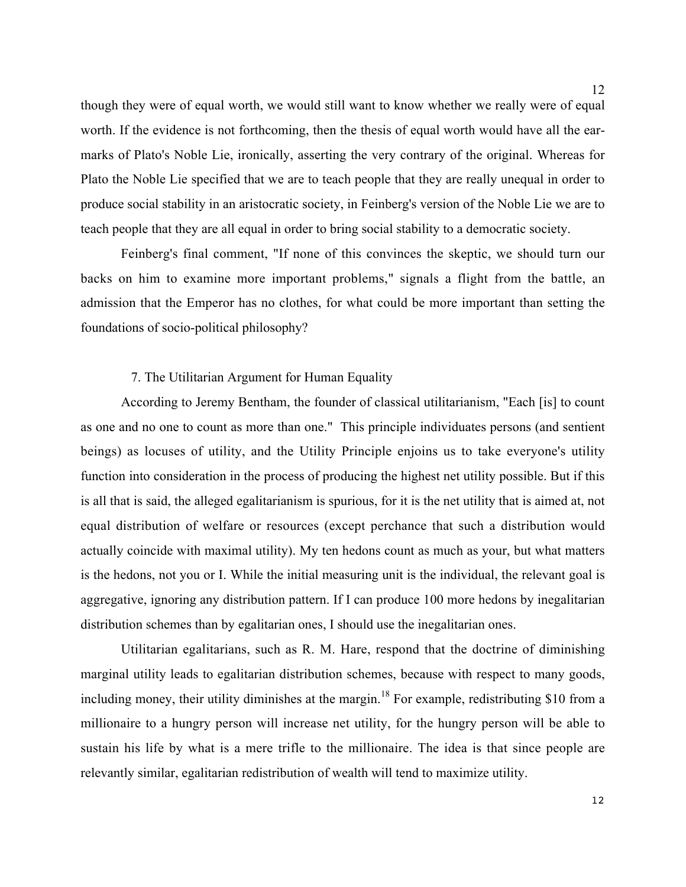though they were of equal worth, we would still want to know whether we really were of equal worth. If the evidence is not forthcoming, then the thesis of equal worth would have all the earmarks of Plato's Noble Lie, ironically, asserting the very contrary of the original. Whereas for Plato the Noble Lie specified that we are to teach people that they are really unequal in order to produce social stability in an aristocratic society, in Feinberg's version of the Noble Lie we are to teach people that they are all equal in order to bring social stability to a democratic society.

Feinberg's final comment, "If none of this convinces the skeptic, we should turn our backs on him to examine more important problems," signals a flight from the battle, an admission that the Emperor has no clothes, for what could be more important than setting the foundations of socio-political philosophy?

### 7. The Utilitarian Argument for Human Equality

According to Jeremy Bentham, the founder of classical utilitarianism, "Each [is] to count as one and no one to count as more than one." This principle individuates persons (and sentient beings) as locuses of utility, and the Utility Principle enjoins us to take everyone's utility function into consideration in the process of producing the highest net utility possible. But if this is all that is said, the alleged egalitarianism is spurious, for it is the net utility that is aimed at, not equal distribution of welfare or resources (except perchance that such a distribution would actually coincide with maximal utility). My ten hedons count as much as your, but what matters is the hedons, not you or I. While the initial measuring unit is the individual, the relevant goal is aggregative, ignoring any distribution pattern. If I can produce 100 more hedons by inegalitarian distribution schemes than by egalitarian ones, I should use the inegalitarian ones.

Utilitarian egalitarians, such as R. M. Hare, respond that the doctrine of diminishing marginal utility leads to egalitarian distribution schemes, because with respect to many goods, including money, their utility diminishes at the margin.[18] For example, redistributing $10 from a millionaire to a hungry person will increase net utility, for the hungry person will be able to sustain his life by what is a mere trifle to the millionaire. The idea is that since people are relevantly similar, egalitarian redistribution of wealth will tend to maximize utility.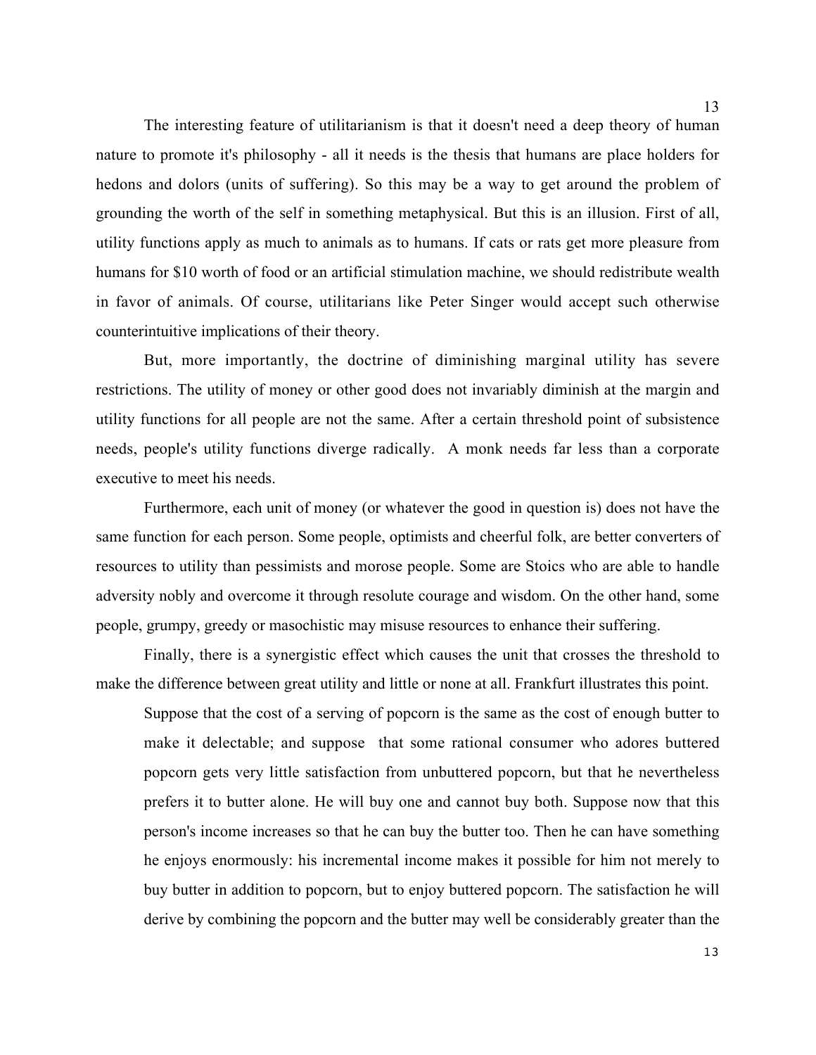The interesting feature of utilitarianism is that it doesn't need a deep theory of human nature to promote it's philosophy - all it needs is the thesis that humans are place holders for hedons and dolors (units of suffering). So this may be a way to get around the problem of grounding the worth of the self in something metaphysical. But this is an illusion. First of all, utility functions apply as much to animals as to humans. If cats or rats get more pleasure from humans for $10 worth of food or an artificial stimulation machine, we should redistribute wealth in favor of animals. Of course, utilitarians like Peter Singer would accept such otherwise counterintuitive implications of their theory.

But, more importantly, the doctrine of diminishing marginal utility has severe restrictions. The utility of money or other good does not invariably diminish at the margin and utility functions for all people are not the same. After a certain threshold point of subsistence needs, people's utility functions diverge radically. A monk needs far less than a corporate executive to meet his needs.

Furthermore, each unit of money (or whatever the good in question is) does not have the same function for each person. Some people, optimists and cheerful folk, are better converters of resources to utility than pessimists and morose people. Some are Stoics who are able to handle adversity nobly and overcome it through resolute courage and wisdom. On the other hand, some people, grumpy, greedy or masochistic may misuse resources to enhance their suffering.

Finally, there is a synergistic effect which causes the unit that crosses the threshold to make the difference between great utility and little or none at all. Frankfurt illustrates this point.

> Suppose that the cost of a serving of popcorn is the same as the cost of enough butter to make it delectable; and suppose that some rational consumer who adores buttered popcorn gets very little satisfaction from unbuttered popcorn, but that he nevertheless prefers it to butter alone. He will buy one and cannot buy both. Suppose now that this person's income increases so that he can buy the butter too. Then he can have something he enjoys enormously: his incremental income makes it possible for him not merely to buy butter in addition to popcorn, but to enjoy buttered popcorn. The satisfaction he will derive by combining the popcorn and the butter may well be considerably greater than the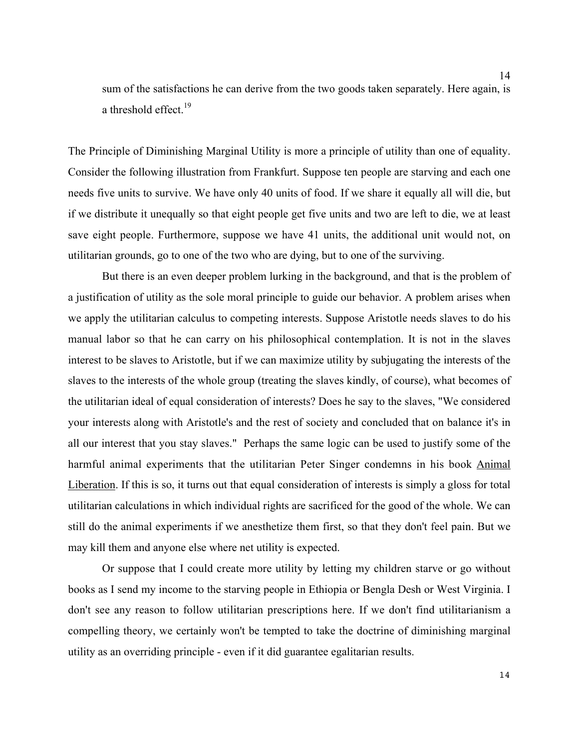> sum of the satisfactions he can derive from the two goods taken separately. Here again, is a threshold effect.[19]

The Principle of Diminishing Marginal Utility is more a principle of utility than one of equality. Consider the following illustration from Frankfurt. Suppose ten people are starving and each one needs five units to survive. We have only 40 units of food. If we share it equally all will die, but if we distribute it unequally so that eight people get five units and two are left to die, we at least save eight people. Furthermore, suppose we have 41 units, the additional unit would not, on utilitarian grounds, go to one of the two who are dying, but to one of the surviving.

But there is an even deeper problem lurking in the background, and that is the problem of a justification of utility as the sole moral principle to guide our behavior. A problem arises when we apply the utilitarian calculus to competing interests. Suppose Aristotle needs slaves to do his manual labor so that he can carry on his philosophical contemplation. It is not in the slaves interest to be slaves to Aristotle, but if we can maximize utility by subjugating the interests of the slaves to the interests of the whole group (treating the slaves kindly, of course), what becomes of the utilitarian ideal of equal consideration of interests? Does he say to the slaves, "We considered your interests along with Aristotle's and the rest of society and concluded that on balance it's in all our interest that you stay slaves." Perhaps the same logic can be used to justify some of the harmful animal experiments that the utilitarian Peter Singer condemns in his book <u>Animal Liberation</u>. If this is so, it turns out that equal consideration of interests is simply a gloss for total utilitarian calculations in which individual rights are sacrificed for the good of the whole. We can still do the animal experiments if we anesthetize them first, so that they don't feel pain. But we may kill them and anyone else where net utility is expected.

Or suppose that I could create more utility by letting my children starve or go without books as I send my income to the starving people in Ethiopia or Bengla Desh or West Virginia. I don't see any reason to follow utilitarian prescriptions here. If we don't find utilitarianism a compelling theory, we certainly won't be tempted to take the doctrine of diminishing marginal utility as an overriding principle - even if it did guarantee egalitarian results.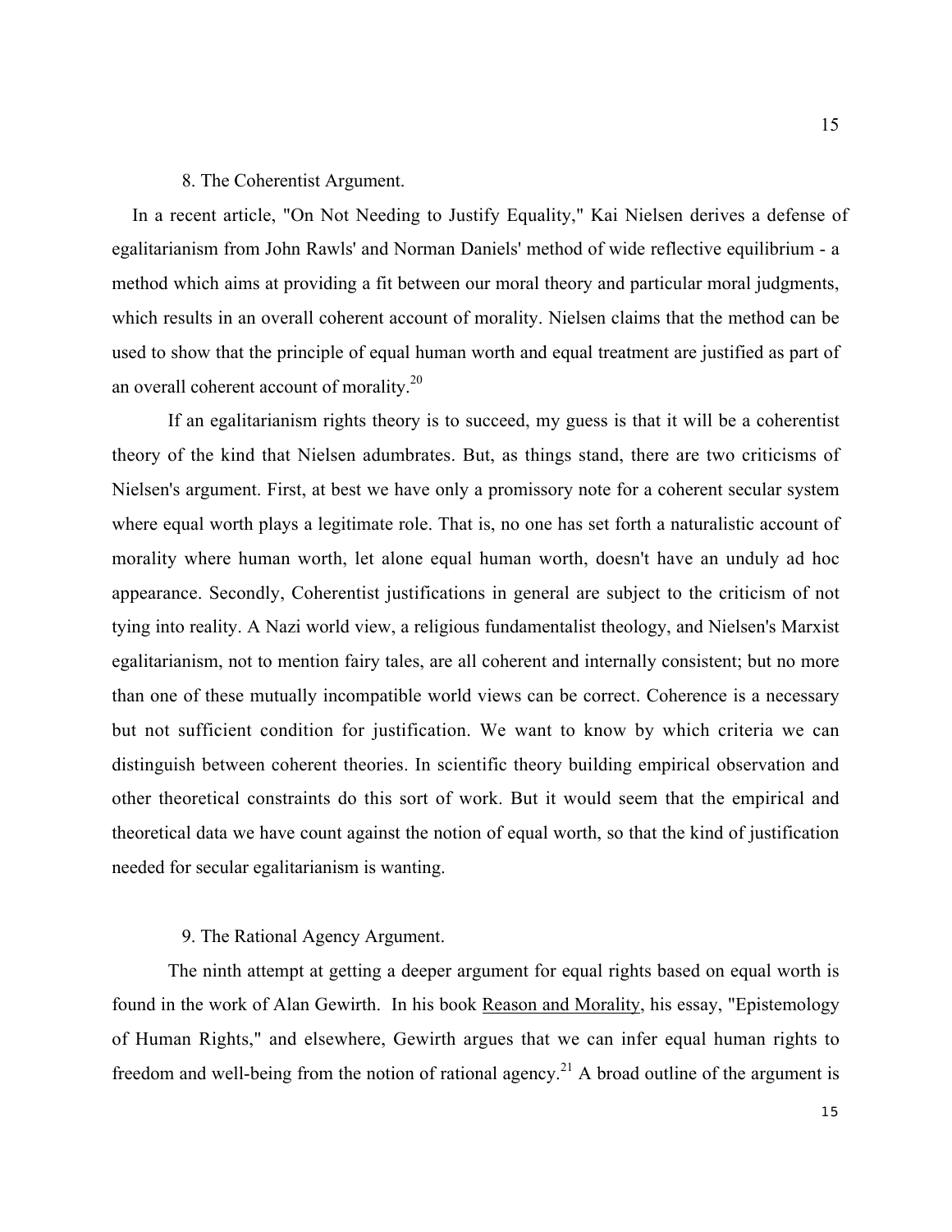### 8. The Coherentist Argument.

In a recent article, "On Not Needing to Justify Equality," Kai Nielsen derives a defense of egalitarianism from John Rawls' and Norman Daniels' method of wide reflective equilibrium - a method which aims at providing a fit between our moral theory and particular moral judgments, which results in an overall coherent account of morality. Nielsen claims that the method can be used to show that the principle of equal human worth and equal treatment are justified as part of an overall coherent account of morality.[20]

If an egalitarianism rights theory is to succeed, my guess is that it will be a coherentist theory of the kind that Nielsen adumbrates. But, as things stand, there are two criticisms of Nielsen's argument. First, at best we have only a promissory note for a coherent secular system where equal worth plays a legitimate role. That is, no one has set forth a naturalistic account of morality where human worth, let alone equal human worth, doesn't have an unduly ad hoc appearance. Secondly, Coherentist justifications in general are subject to the criticism of not tying into reality. A Nazi world view, a religious fundamentalist theology, and Nielsen's Marxist egalitarianism, not to mention fairy tales, are all coherent and internally consistent; but no more than one of these mutually incompatible world views can be correct. Coherence is a necessary but not sufficient condition for justification. We want to know by which criteria we can distinguish between coherent theories. In scientific theory building empirical observation and other theoretical constraints do this sort of work. But it would seem that the empirical and theoretical data we have count against the notion of equal worth, so that the kind of justification needed for secular egalitarianism is wanting.

### 9. The Rational Agency Argument.

The ninth attempt at getting a deeper argument for equal rights based on equal worth is found in the work of Alan Gewirth. In his book Reason and Morality, his essay, "Epistemology of Human Rights," and elsewhere, Gewirth argues that we can infer equal human rights to freedom and well-being from the notion of rational agency.[21] A broad outline of the argument is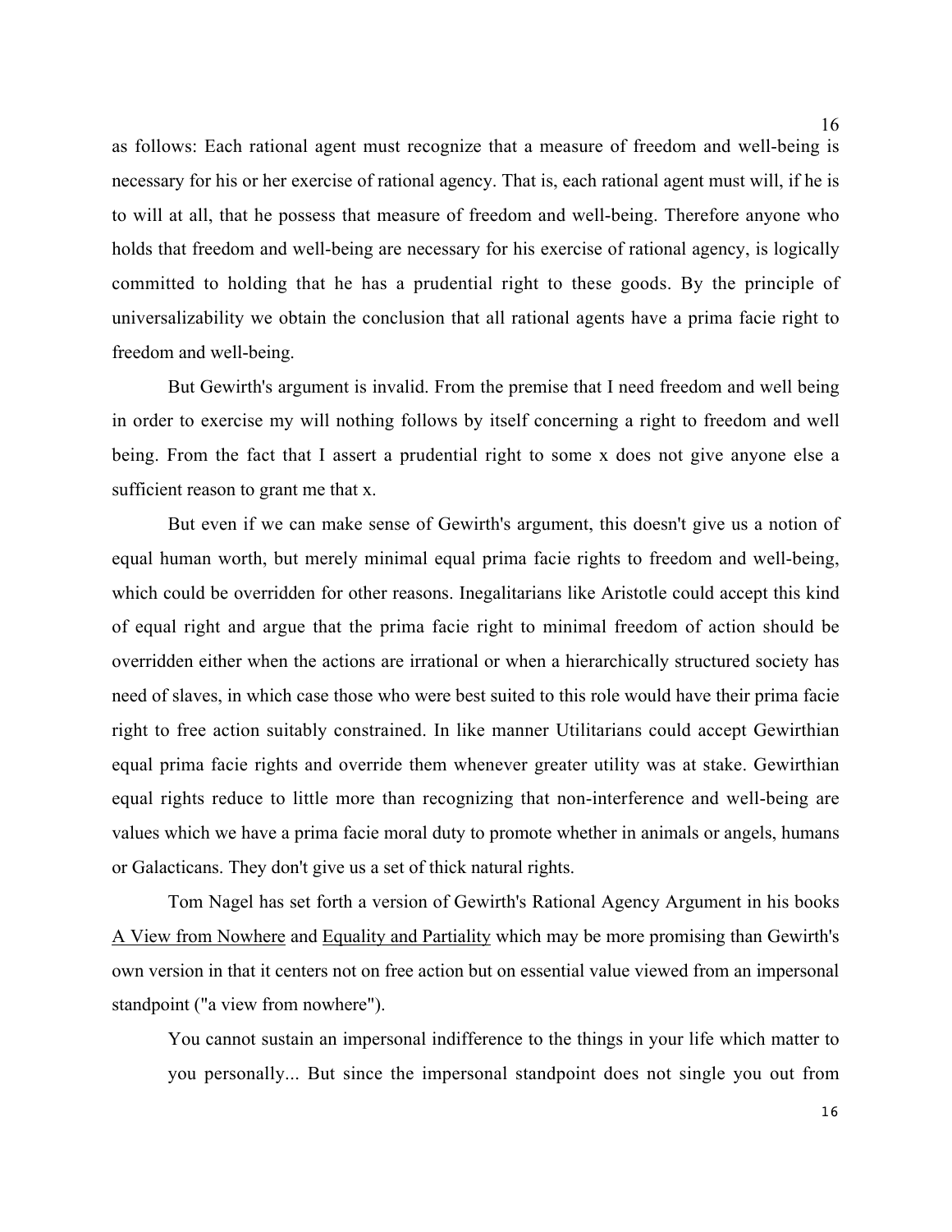as follows: Each rational agent must recognize that a measure of freedom and well-being is necessary for his or her exercise of rational agency. That is, each rational agent must will, if he is to will at all, that he possess that measure of freedom and well-being. Therefore anyone who holds that freedom and well-being are necessary for his exercise of rational agency, is logically committed to holding that he has a prudential right to these goods. By the principle of universalizability we obtain the conclusion that all rational agents have a prima facie right to freedom and well-being.

But Gewirth's argument is invalid. From the premise that I need freedom and well being in order to exercise my will nothing follows by itself concerning a right to freedom and well being. From the fact that I assert a prudential right to some x does not give anyone else a sufficient reason to grant me that x.

But even if we can make sense of Gewirth's argument, this doesn't give us a notion of equal human worth, but merely minimal equal prima facie rights to freedom and well-being, which could be overridden for other reasons. Inegalitarians like Aristotle could accept this kind of equal right and argue that the prima facie right to minimal freedom of action should be overridden either when the actions are irrational or when a hierarchically structured society has need of slaves, in which case those who were best suited to this role would have their prima facie right to free action suitably constrained. In like manner Utilitarians could accept Gewirthian equal prima facie rights and override them whenever greater utility was at stake. Gewirthian equal rights reduce to little more than recognizing that non-interference and well-being are values which we have a prima facie moral duty to promote whether in animals or angels, humans or Galacticans. They don't give us a set of thick natural rights.

Tom Nagel has set forth a version of Gewirth's Rational Agency Argument in his books A View from Nowhere and Equality and Partiality which may be more promising than Gewirth's own version in that it centers not on free action but on essential value viewed from an impersonal standpoint ("a view from nowhere").

> You cannot sustain an impersonal indifference to the things in your life which matter to you personally... But since the impersonal standpoint does not single you out from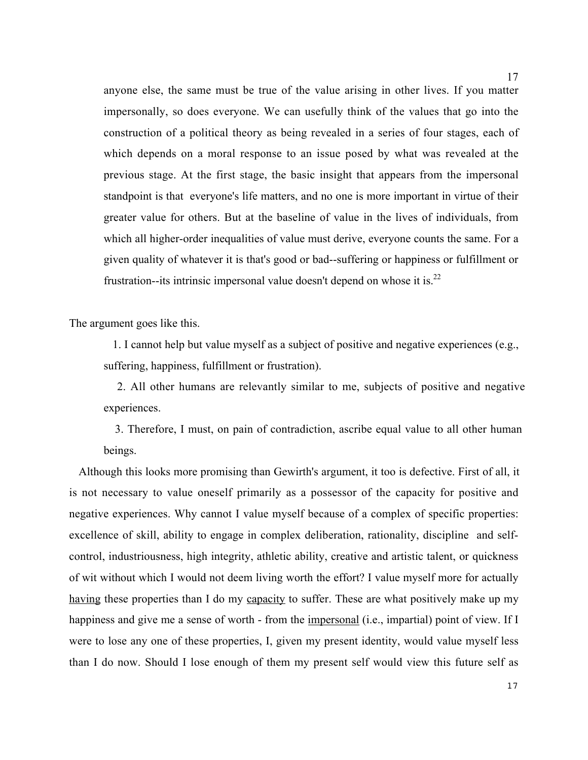> anyone else, the same must be true of the value arising in other lives. If you matter impersonally, so does everyone. We can usefully think of the values that go into the construction of a political theory as being revealed in a series of four stages, each of which depends on a moral response to an issue posed by what was revealed at the previous stage. At the first stage, the basic insight that appears from the impersonal standpoint is that everyone's life matters, and no one is more important in virtue of their greater value for others. But at the baseline of value in the lives of individuals, from which all higher-order inequalities of value must derive, everyone counts the same. For a given quality of whatever it is that's good or bad--suffering or happiness or fulfillment or frustration--its intrinsic impersonal value doesn't depend on whose it is.[22]

The argument goes like this.

1. I cannot help but value myself as a subject of positive and negative experiences (e.g., suffering, happiness, fulfillment or frustration).

2. All other humans are relevantly similar to me, subjects of positive and negative experiences.

3. Therefore, I must, on pain of contradiction, ascribe equal value to all other human beings.

Although this looks more promising than Gewirth's argument, it too is defective. First of all, it is not necessary to value oneself primarily as a possessor of the capacity for positive and negative experiences. Why cannot I value myself because of a complex of specific properties: excellence of skill, ability to engage in complex deliberation, rationality, discipline and self-control, industriousness, high integrity, athletic ability, creative and artistic talent, or quickness of wit without which I would not deem living worth the effort? I value myself more for actually <u>having</u> these properties than I do my <u>capacity</u> to suffer. These are what positively make up my happiness and give me a sense of worth - from the <u>impersonal</u> (i.e., impartial) point of view. If I were to lose any one of these properties, I, given my present identity, would value myself less than I do now. Should I lose enough of them my present self would view this future self as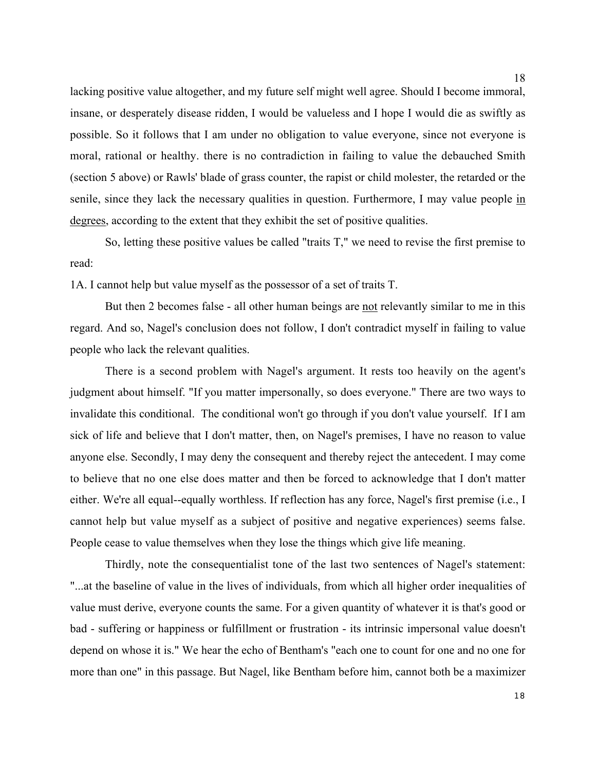lacking positive value altogether, and my future self might well agree. Should I become immoral, insane, or desperately disease ridden, I would be valueless and I hope I would die as swiftly as possible. So it follows that I am under no obligation to value everyone, since not everyone is moral, rational or healthy. there is no contradiction in failing to value the debauched Smith (section 5 above) or Rawls' blade of grass counter, the rapist or child molester, the retarded or the senile, since they lack the necessary qualities in question. Furthermore, I may value people <u>in degrees</u>, according to the extent that they exhibit the set of positive qualities.

So, letting these positive values be called "traits T," we need to revise the first premise to read:

1A. I cannot help but value myself as the possessor of a set of traits T.

But then 2 becomes false - all other human beings are <u>not</u> relevantly similar to me in this regard. And so, Nagel's conclusion does not follow, I don't contradict myself in failing to value people who lack the relevant qualities.

There is a second problem with Nagel's argument. It rests too heavily on the agent's judgment about himself. "If you matter impersonally, so does everyone." There are two ways to invalidate this conditional. The conditional won't go through if you don't value yourself. If I am sick of life and believe that I don't matter, then, on Nagel's premises, I have no reason to value anyone else. Secondly, I may deny the consequent and thereby reject the antecedent. I may come to believe that no one else does matter and then be forced to acknowledge that I don't matter either. We're all equal--equally worthless. If reflection has any force, Nagel's first premise (i.e., I cannot help but value myself as a subject of positive and negative experiences) seems false. People cease to value themselves when they lose the things which give life meaning.

Thirdly, note the consequentialist tone of the last two sentences of Nagel's statement: "...at the baseline of value in the lives of individuals, from which all higher order inequalities of value must derive, everyone counts the same. For a given quantity of whatever it is that's good or bad - suffering or happiness or fulfillment or frustration - its intrinsic impersonal value doesn't depend on whose it is." We hear the echo of Bentham's "each one to count for one and no one for more than one" in this passage. But Nagel, like Bentham before him, cannot both be a maximizer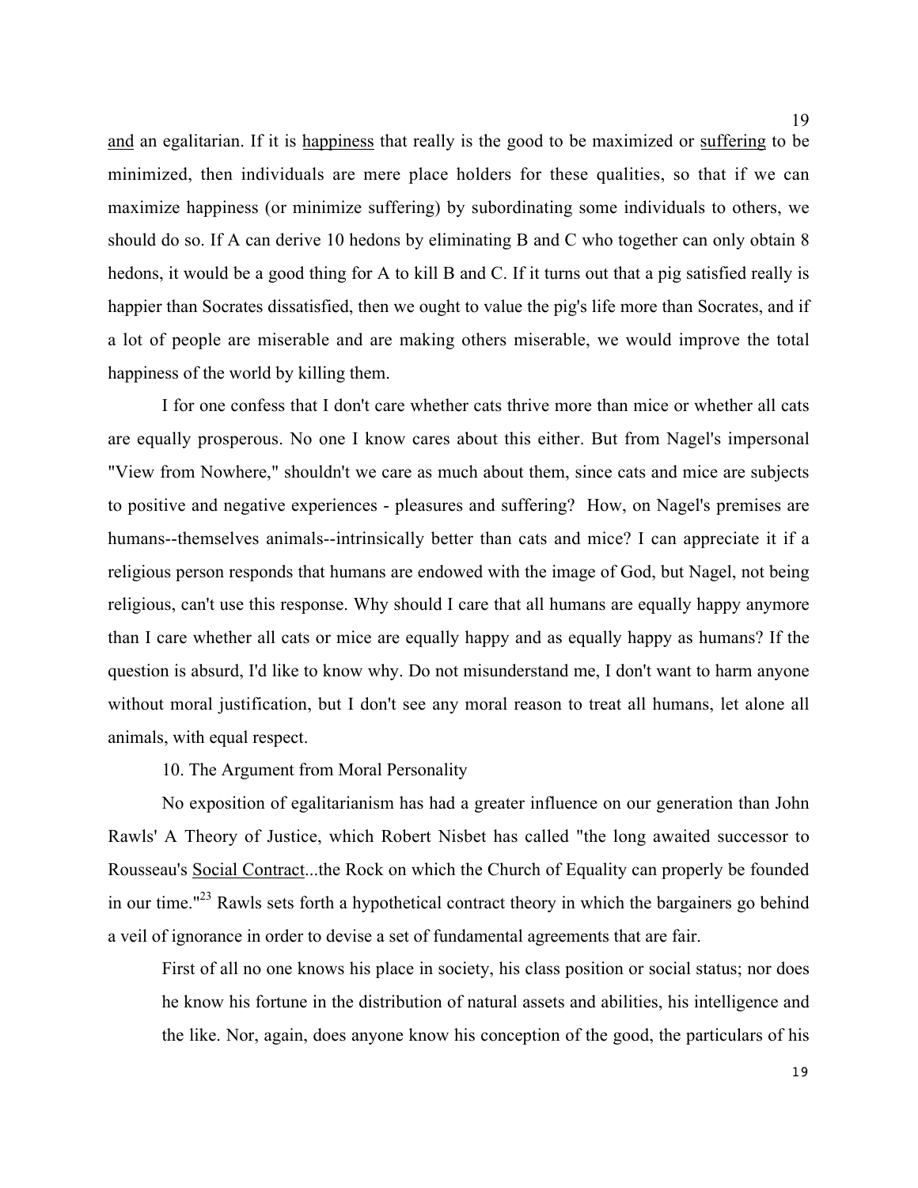and an egalitarian. If it is happiness that really is the good to be maximized or suffering to be minimized, then individuals are mere place holders for these qualities, so that if we can maximize happiness (or minimize suffering) by subordinating some individuals to others, we should do so. If A can derive 10 hedons by eliminating B and C who together can only obtain 8 hedons, it would be a good thing for A to kill B and C. If it turns out that a pig satisfied really is happier than Socrates dissatisfied, then we ought to value the pig's life more than Socrates, and if a lot of people are miserable and are making others miserable, we would improve the total happiness of the world by killing them.

I for one confess that I don't care whether cats thrive more than mice or whether all cats are equally prosperous. No one I know cares about this either. But from Nagel's impersonal "View from Nowhere," shouldn't we care as much about them, since cats and mice are subjects to positive and negative experiences - pleasures and suffering? How, on Nagel's premises are humans--themselves animals--intrinsically better than cats and mice? I can appreciate it if a religious person responds that humans are endowed with the image of God, but Nagel, not being religious, can't use this response. Why should I care that all humans are equally happy anymore than I care whether all cats or mice are equally happy and as equally happy as humans? If the question is absurd, I'd like to know why. Do not misunderstand me, I don't want to harm anyone without moral justification, but I don't see any moral reason to treat all humans, let alone all animals, with equal respect.

10. The Argument from Moral Personality

No exposition of egalitarianism has had a greater influence on our generation than John Rawls' A Theory of Justice, which Robert Nisbet has called "the long awaited successor to Rousseau's Social Contract...the Rock on which the Church of Equality can properly be founded in our time."[23] Rawls sets forth a hypothetical contract theory in which the bargainers go behind a veil of ignorance in order to devise a set of fundamental agreements that are fair.

> First of all no one knows his place in society, his class position or social status; nor does he know his fortune in the distribution of natural assets and abilities, his intelligence and the like. Nor, again, does anyone know his conception of the good, the particulars of his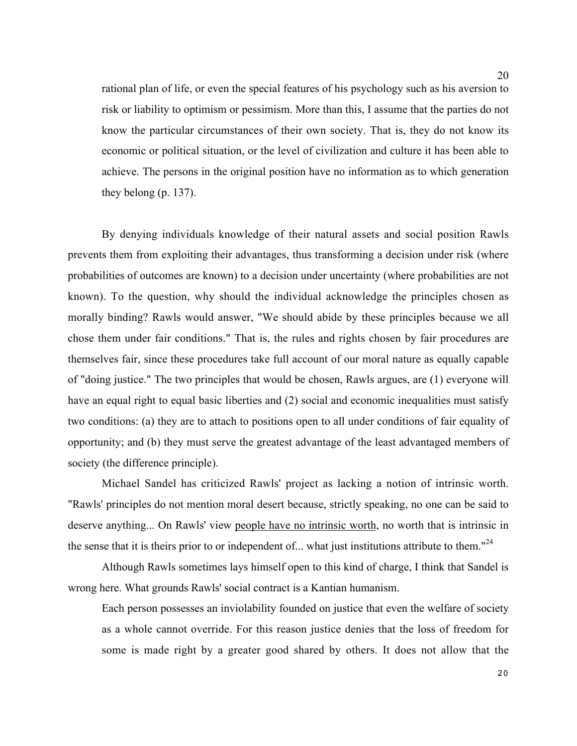> rational plan of life, or even the special features of his psychology such as his aversion to risk or liability to optimism or pessimism. More than this, I assume that the parties do not know the particular circumstances of their own society. That is, they do not know its economic or political situation, or the level of civilization and culture it has been able to achieve. The persons in the original position have no information as to which generation they belong (p. 137).

By denying individuals knowledge of their natural assets and social position Rawls prevents them from exploiting their advantages, thus transforming a decision under risk (where probabilities of outcomes are known) to a decision under uncertainty (where probabilities are not known). To the question, why should the individual acknowledge the principles chosen as morally binding? Rawls would answer, "We should abide by these principles because we all chose them under fair conditions." That is, the rules and rights chosen by fair procedures are themselves fair, since these procedures take full account of our moral nature as equally capable of "doing justice." The two principles that would be chosen, Rawls argues, are (1) everyone will have an equal right to equal basic liberties and (2) social and economic inequalities must satisfy two conditions: (a) they are to attach to positions open to all under conditions of fair equality of opportunity; and (b) they must serve the greatest advantage of the least advantaged members of society (the difference principle).

Michael Sandel has criticized Rawls' project as lacking a notion of intrinsic worth. "Rawls' principles do not mention moral desert because, strictly speaking, no one can be said to deserve anything... On Rawls' view people have no intrinsic worth, no worth that is intrinsic in the sense that it is theirs prior to or independent of... what just institutions attribute to them."[24]

Although Rawls sometimes lays himself open to this kind of charge, I think that Sandel is wrong here. What grounds Rawls' social contract is a Kantian humanism.

> Each person possesses an inviolability founded on justice that even the welfare of society as a whole cannot override. For this reason justice denies that the loss of freedom for some is made right by a greater good shared by others. It does not allow that the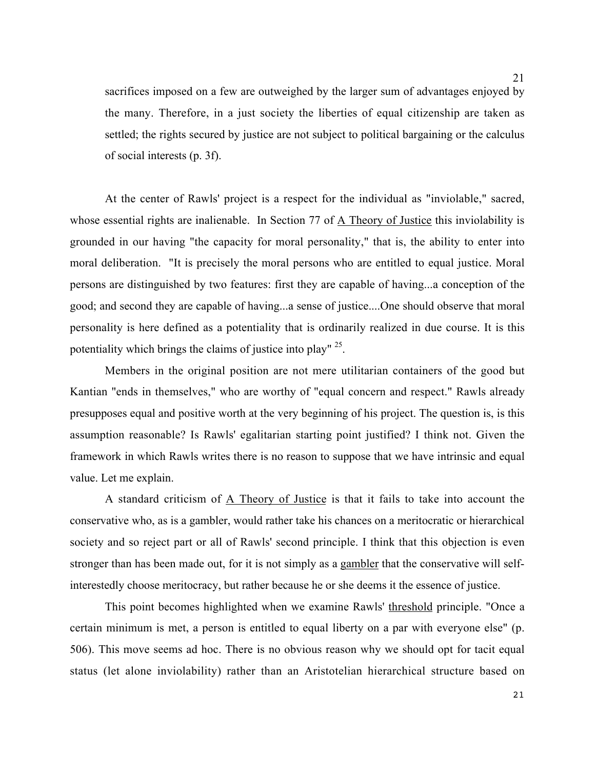> sacrifices imposed on a few are outweighed by the larger sum of advantages enjoyed by the many. Therefore, in a just society the liberties of equal citizenship are taken as settled; the rights secured by justice are not subject to political bargaining or the calculus of social interests (p. 3f).

At the center of Rawls' project is a respect for the individual as "inviolable," sacred, whose essential rights are inalienable. In Section 77 of A Theory of Justice this inviolability is grounded in our having "the capacity for moral personality," that is, the ability to enter into moral deliberation. "It is precisely the moral persons who are entitled to equal justice. Moral persons are distinguished by two features: first they are capable of having...a conception of the good; and second they are capable of having...a sense of justice....One should observe that moral personality is here defined as a potentiality that is ordinarily realized in due course. It is this potentiality which brings the claims of justice into play" [25].

Members in the original position are not mere utilitarian containers of the good but Kantian "ends in themselves," who are worthy of "equal concern and respect." Rawls already presupposes equal and positive worth at the very beginning of his project. The question is, is this assumption reasonable? Is Rawls' egalitarian starting point justified? I think not. Given the framework in which Rawls writes there is no reason to suppose that we have intrinsic and equal value. Let me explain.

A standard criticism of A Theory of Justice is that it fails to take into account the conservative who, as is a gambler, would rather take his chances on a meritocratic or hierarchical society and so reject part or all of Rawls' second principle. I think that this objection is even stronger than has been made out, for it is not simply as a gambler that the conservative will self-interestedly choose meritocracy, but rather because he or she deems it the essence of justice.

This point becomes highlighted when we examine Rawls' threshold principle. "Once a certain minimum is met, a person is entitled to equal liberty on a par with everyone else" (p. 506). This move seems ad hoc. There is no obvious reason why we should opt for tacit equal status (let alone inviolability) rather than an Aristotelian hierarchical structure based on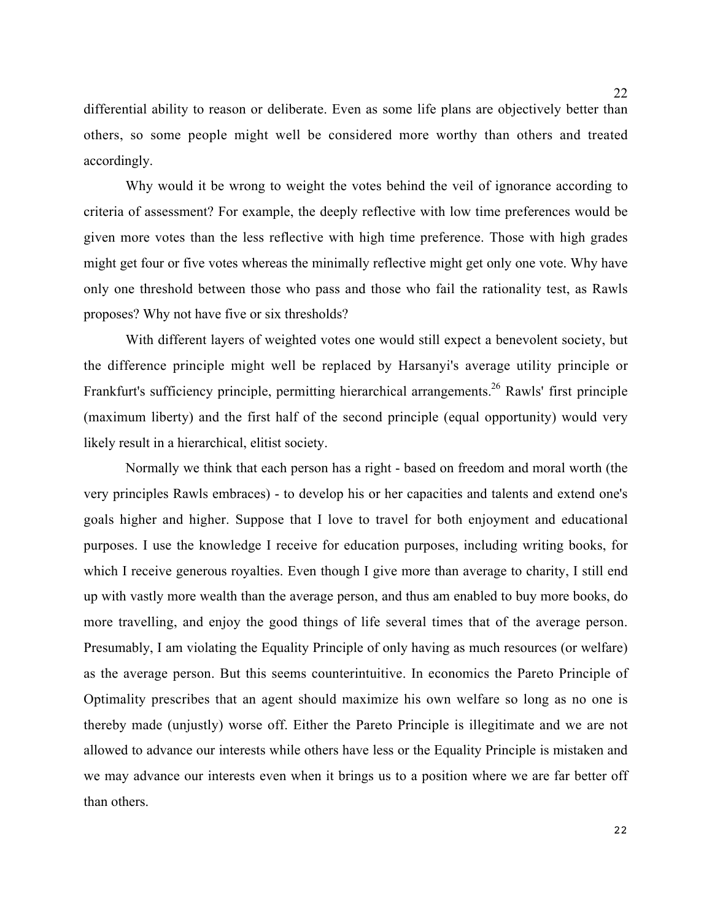differential ability to reason or deliberate. Even as some life plans are objectively better than others, so some people might well be considered more worthy than others and treated accordingly.

Why would it be wrong to weight the votes behind the veil of ignorance according to criteria of assessment? For example, the deeply reflective with low time preferences would be given more votes than the less reflective with high time preference. Those with high grades might get four or five votes whereas the minimally reflective might get only one vote. Why have only one threshold between those who pass and those who fail the rationality test, as Rawls proposes? Why not have five or six thresholds?

With different layers of weighted votes one would still expect a benevolent society, but the difference principle might well be replaced by Harsanyi's average utility principle or Frankfurt's sufficiency principle, permitting hierarchical arrangements.[26] Rawls' first principle (maximum liberty) and the first half of the second principle (equal opportunity) would very likely result in a hierarchical, elitist society.

Normally we think that each person has a right - based on freedom and moral worth (the very principles Rawls embraces) - to develop his or her capacities and talents and extend one's goals higher and higher. Suppose that I love to travel for both enjoyment and educational purposes. I use the knowledge I receive for education purposes, including writing books, for which I receive generous royalties. Even though I give more than average to charity, I still end up with vastly more wealth than the average person, and thus am enabled to buy more books, do more travelling, and enjoy the good things of life several times that of the average person. Presumably, I am violating the Equality Principle of only having as much resources (or welfare) as the average person. But this seems counterintuitive. In economics the Pareto Principle of Optimality prescribes that an agent should maximize his own welfare so long as no one is thereby made (unjustly) worse off. Either the Pareto Principle is illegitimate and we are not allowed to advance our interests while others have less or the Equality Principle is mistaken and we may advance our interests even when it brings us to a position where we are far better off than others.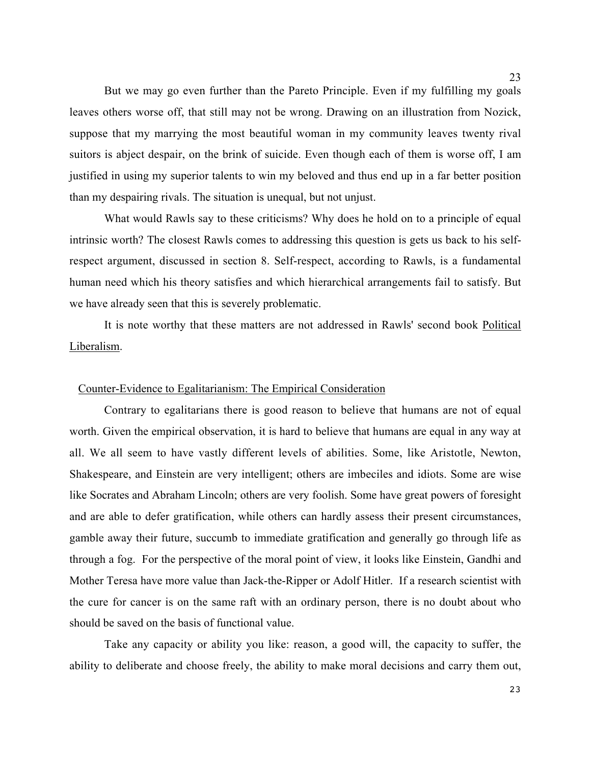But we may go even further than the Pareto Principle. Even if my fulfilling my goals leaves others worse off, that still may not be wrong. Drawing on an illustration from Nozick, suppose that my marrying the most beautiful woman in my community leaves twenty rival suitors is abject despair, on the brink of suicide. Even though each of them is worse off, I am justified in using my superior talents to win my beloved and thus end up in a far better position than my despairing rivals. The situation is unequal, but not unjust.

What would Rawls say to these criticisms? Why does he hold on to a principle of equal intrinsic worth? The closest Rawls comes to addressing this question is gets us back to his self-respect argument, discussed in section 8. Self-respect, according to Rawls, is a fundamental human need which his theory satisfies and which hierarchical arrangements fail to satisfy. But we have already seen that this is severely problematic.

It is note worthy that these matters are not addressed in Rawls' second book Political Liberalism.

## Counter-Evidence to Egalitarianism: The Empirical Consideration

Contrary to egalitarians there is good reason to believe that humans are not of equal worth. Given the empirical observation, it is hard to believe that humans are equal in any way at all. We all seem to have vastly different levels of abilities. Some, like Aristotle, Newton, Shakespeare, and Einstein are very intelligent; others are imbeciles and idiots. Some are wise like Socrates and Abraham Lincoln; others are very foolish. Some have great powers of foresight and are able to defer gratification, while others can hardly assess their present circumstances, gamble away their future, succumb to immediate gratification and generally go through life as through a fog. For the perspective of the moral point of view, it looks like Einstein, Gandhi and Mother Teresa have more value than Jack-the-Ripper or Adolf Hitler. If a research scientist with the cure for cancer is on the same raft with an ordinary person, there is no doubt about who should be saved on the basis of functional value.

Take any capacity or ability you like: reason, a good will, the capacity to suffer, the ability to deliberate and choose freely, the ability to make moral decisions and carry them out,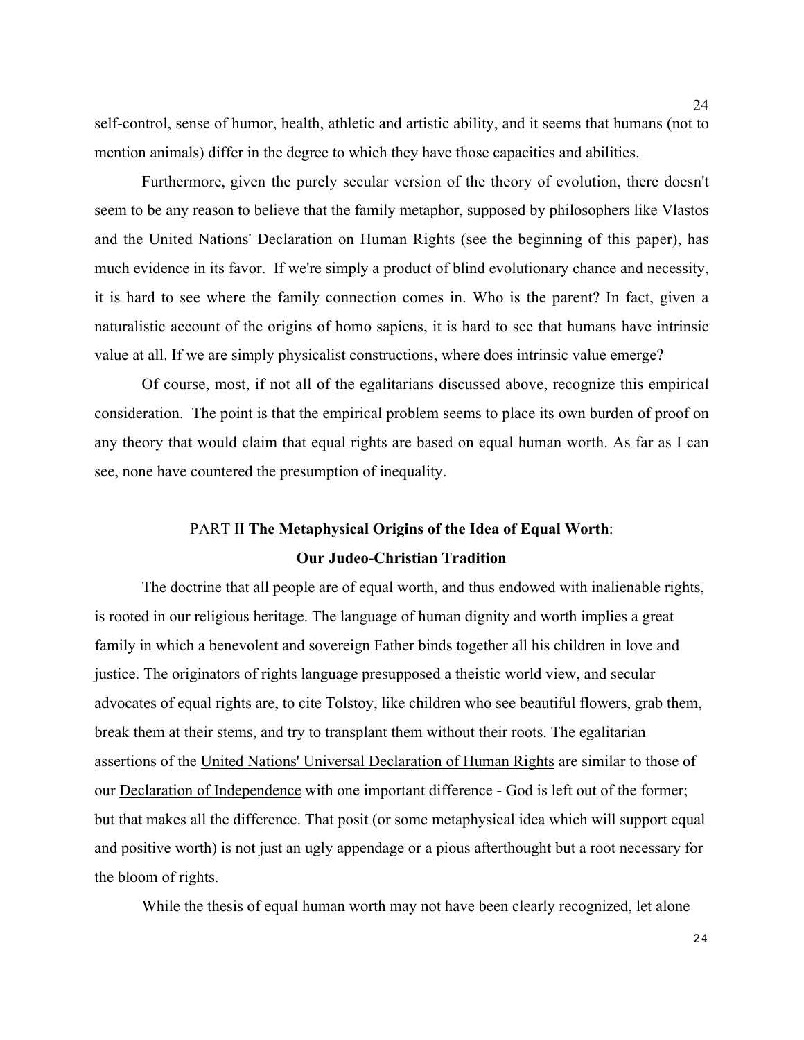self-control, sense of humor, health, athletic and artistic ability, and it seems that humans (not to mention animals) differ in the degree to which they have those capacities and abilities.

Furthermore, given the purely secular version of the theory of evolution, there doesn't seem to be any reason to believe that the family metaphor, supposed by philosophers like Vlastos and the United Nations' Declaration on Human Rights (see the beginning of this paper), has much evidence in its favor. If we're simply a product of blind evolutionary chance and necessity, it is hard to see where the family connection comes in. Who is the parent? In fact, given a naturalistic account of the origins of homo sapiens, it is hard to see that humans have intrinsic value at all. If we are simply physicalist constructions, where does intrinsic value emerge?

Of course, most, if not all of the egalitarians discussed above, recognize this empirical consideration. The point is that the empirical problem seems to place its own burden of proof on any theory that would claim that equal rights are based on equal human worth. As far as I can see, none have countered the presumption of inequality.

## PART II **The Metaphysical Origins of the Idea of Equal Worth**: **Our Judeo-Christian Tradition**

The doctrine that all people are of equal worth, and thus endowed with inalienable rights, is rooted in our religious heritage. The language of human dignity and worth implies a great family in which a benevolent and sovereign Father binds together all his children in love and justice. The originators of rights language presupposed a theistic world view, and secular advocates of equal rights are, to cite Tolstoy, like children who see beautiful flowers, grab them, break them at their stems, and try to transplant them without their roots. The egalitarian assertions of the United Nations' Universal Declaration of Human Rights are similar to those of our Declaration of Independence with one important difference - God is left out of the former; but that makes all the difference. That posit (or some metaphysical idea which will support equal and positive worth) is not just an ugly appendage or a pious afterthought but a root necessary for the bloom of rights.

While the thesis of equal human worth may not have been clearly recognized, let alone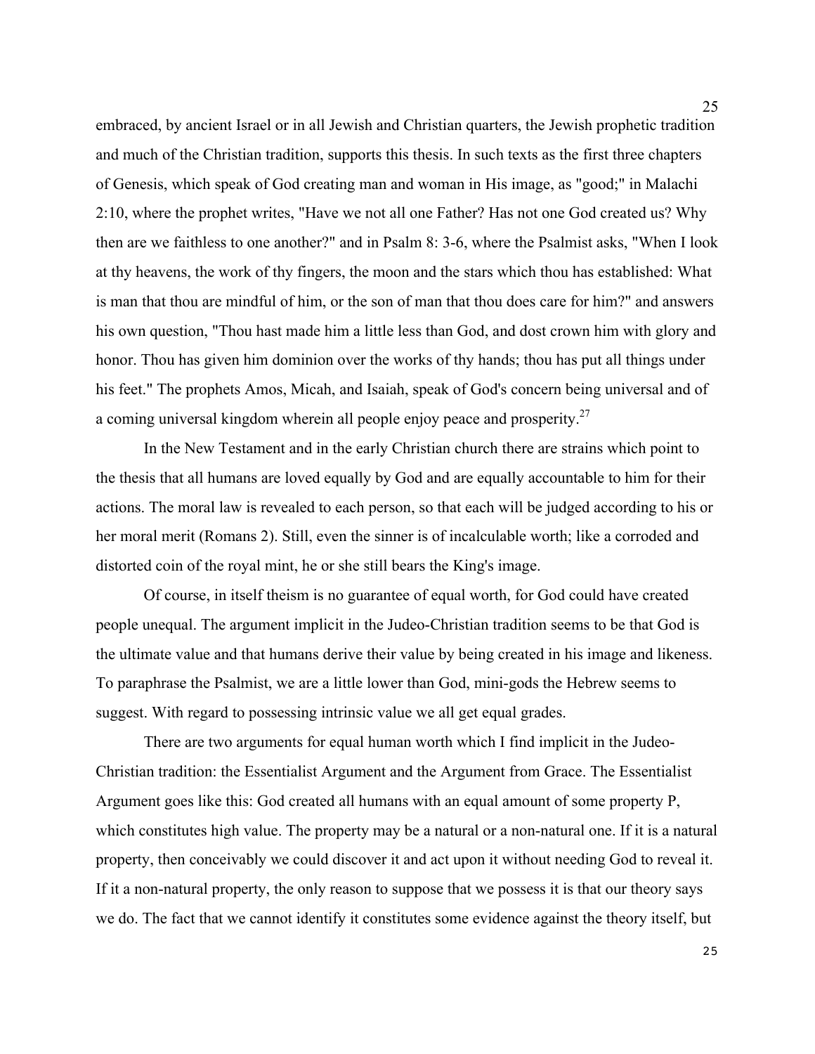embraced, by ancient Israel or in all Jewish and Christian quarters, the Jewish prophetic tradition and much of the Christian tradition, supports this thesis. In such texts as the first three chapters of Genesis, which speak of God creating man and woman in His image, as "good;" in Malachi 2:10, where the prophet writes, "Have we not all one Father? Has not one God created us? Why then are we faithless to one another?" and in Psalm 8: 3-6, where the Psalmist asks, "When I look at thy heavens, the work of thy fingers, the moon and the stars which thou has established: What is man that thou are mindful of him, or the son of man that thou does care for him?" and answers his own question, "Thou hast made him a little less than God, and dost crown him with glory and honor. Thou has given him dominion over the works of thy hands; thou has put all things under his feet." The prophets Amos, Micah, and Isaiah, speak of God's concern being universal and of a coming universal kingdom wherein all people enjoy peace and prosperity.[27]

In the New Testament and in the early Christian church there are strains which point to the thesis that all humans are loved equally by God and are equally accountable to him for their actions. The moral law is revealed to each person, so that each will be judged according to his or her moral merit (Romans 2). Still, even the sinner is of incalculable worth; like a corroded and distorted coin of the royal mint, he or she still bears the King's image.

Of course, in itself theism is no guarantee of equal worth, for God could have created people unequal. The argument implicit in the Judeo-Christian tradition seems to be that God is the ultimate value and that humans derive their value by being created in his image and likeness. To paraphrase the Psalmist, we are a little lower than God, mini-gods the Hebrew seems to suggest. With regard to possessing intrinsic value we all get equal grades.

There are two arguments for equal human worth which I find implicit in the Judeo-Christian tradition: the Essentialist Argument and the Argument from Grace. The Essentialist Argument goes like this: God created all humans with an equal amount of some property P, which constitutes high value. The property may be a natural or a non-natural one. If it is a natural property, then conceivably we could discover it and act upon it without needing God to reveal it. If it a non-natural property, the only reason to suppose that we possess it is that our theory says we do. The fact that we cannot identify it constitutes some evidence against the theory itself, but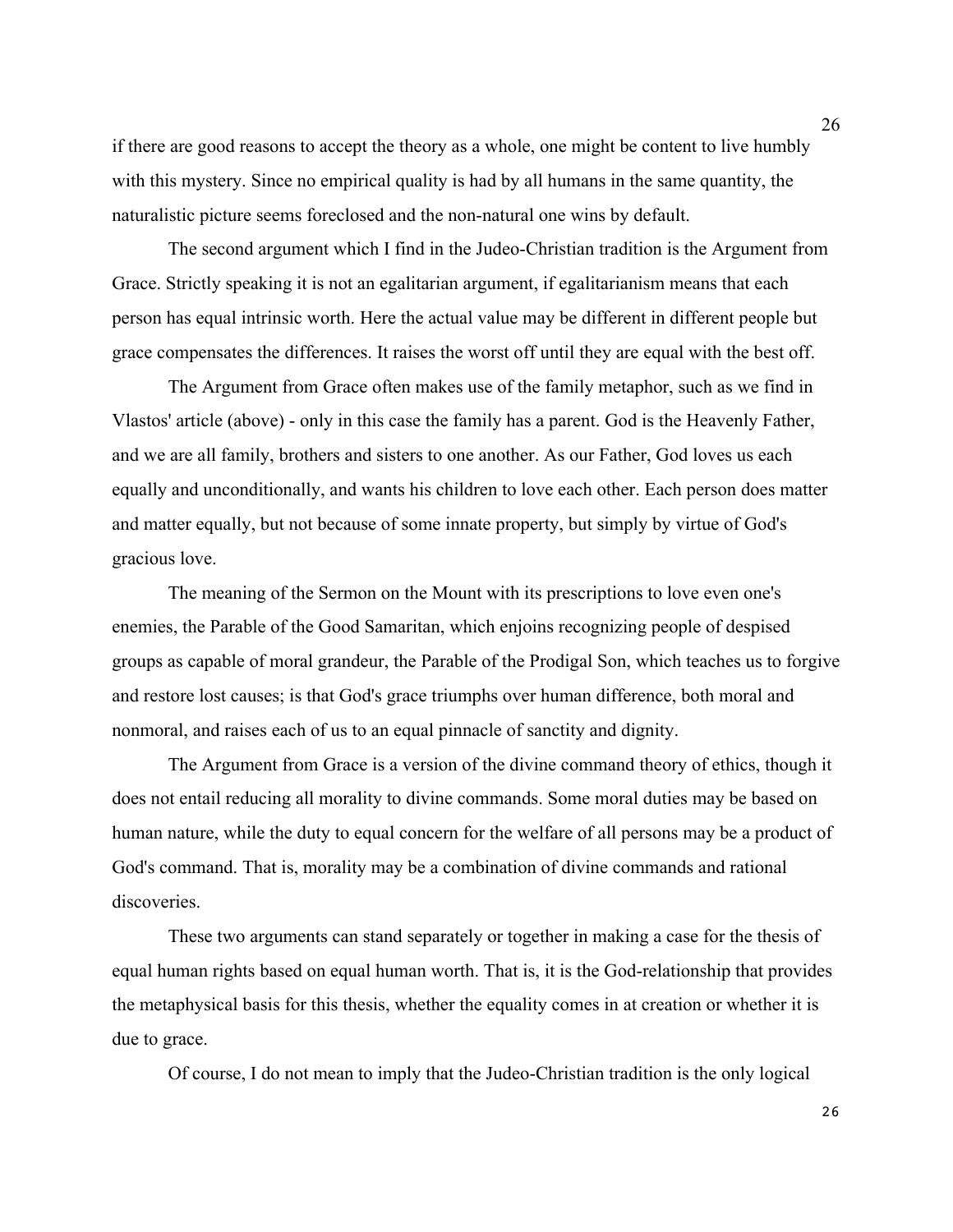if there are good reasons to accept the theory as a whole, one might be content to live humbly with this mystery. Since no empirical quality is had by all humans in the same quantity, the naturalistic picture seems foreclosed and the non-natural one wins by default.

The second argument which I find in the Judeo-Christian tradition is the Argument from Grace. Strictly speaking it is not an egalitarian argument, if egalitarianism means that each person has equal intrinsic worth. Here the actual value may be different in different people but grace compensates the differences. It raises the worst off until they are equal with the best off.

The Argument from Grace often makes use of the family metaphor, such as we find in Vlastos' article (above) - only in this case the family has a parent. God is the Heavenly Father, and we are all family, brothers and sisters to one another. As our Father, God loves us each equally and unconditionally, and wants his children to love each other. Each person does matter and matter equally, but not because of some innate property, but simply by virtue of God's gracious love.

The meaning of the Sermon on the Mount with its prescriptions to love even one's enemies, the Parable of the Good Samaritan, which enjoins recognizing people of despised groups as capable of moral grandeur, the Parable of the Prodigal Son, which teaches us to forgive and restore lost causes; is that God's grace triumphs over human difference, both moral and nonmoral, and raises each of us to an equal pinnacle of sanctity and dignity.

The Argument from Grace is a version of the divine command theory of ethics, though it does not entail reducing all morality to divine commands. Some moral duties may be based on human nature, while the duty to equal concern for the welfare of all persons may be a product of God's command. That is, morality may be a combination of divine commands and rational discoveries.

These two arguments can stand separately or together in making a case for the thesis of equal human rights based on equal human worth. That is, it is the God-relationship that provides the metaphysical basis for this thesis, whether the equality comes in at creation or whether it is due to grace.

Of course, I do not mean to imply that the Judeo-Christian tradition is the only logical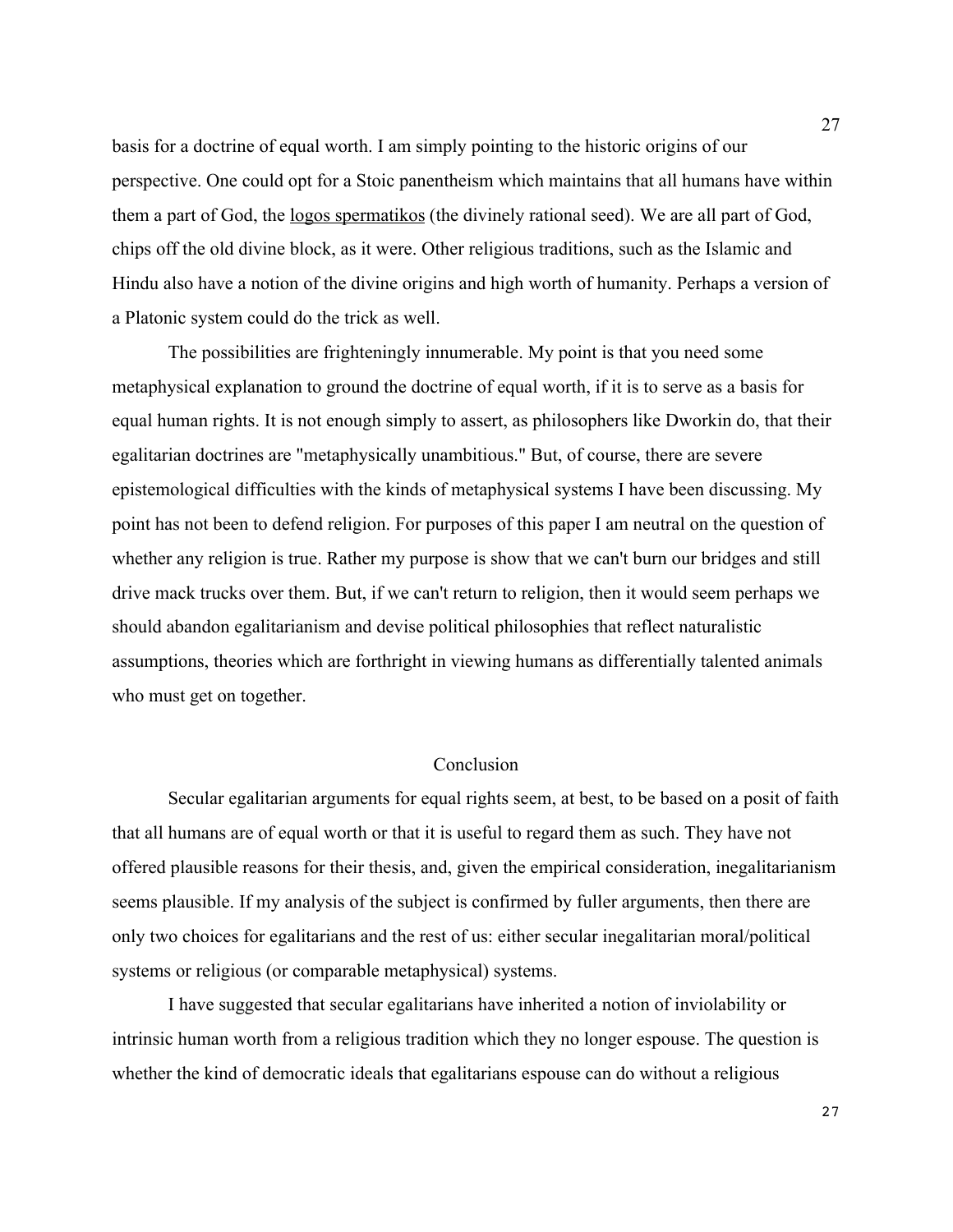basis for a doctrine of equal worth. I am simply pointing to the historic origins of our perspective. One could opt for a Stoic panentheism which maintains that all humans have within them a part of God, the logos spermatikos (the divinely rational seed). We are all part of God, chips off the old divine block, as it were. Other religious traditions, such as the Islamic and Hindu also have a notion of the divine origins and high worth of humanity. Perhaps a version of a Platonic system could do the trick as well.

The possibilities are frighteningly innumerable. My point is that you need some metaphysical explanation to ground the doctrine of equal worth, if it is to serve as a basis for equal human rights. It is not enough simply to assert, as philosophers like Dworkin do, that their egalitarian doctrines are "metaphysically unambitious." But, of course, there are severe epistemological difficulties with the kinds of metaphysical systems I have been discussing. My point has not been to defend religion. For purposes of this paper I am neutral on the question of whether any religion is true. Rather my purpose is show that we can't burn our bridges and still drive mack trucks over them. But, if we can't return to religion, then it would seem perhaps we should abandon egalitarianism and devise political philosophies that reflect naturalistic assumptions, theories which are forthright in viewing humans as differentially talented animals who must get on together.

## Conclusion

Secular egalitarian arguments for equal rights seem, at best, to be based on a posit of faith that all humans are of equal worth or that it is useful to regard them as such. They have not offered plausible reasons for their thesis, and, given the empirical consideration, inegalitarianism seems plausible. If my analysis of the subject is confirmed by fuller arguments, then there are only two choices for egalitarians and the rest of us: either secular inegalitarian moral/political systems or religious (or comparable metaphysical) systems.

I have suggested that secular egalitarians have inherited a notion of inviolability or intrinsic human worth from a religious tradition which they no longer espouse. The question is whether the kind of democratic ideals that egalitarians espouse can do without a religious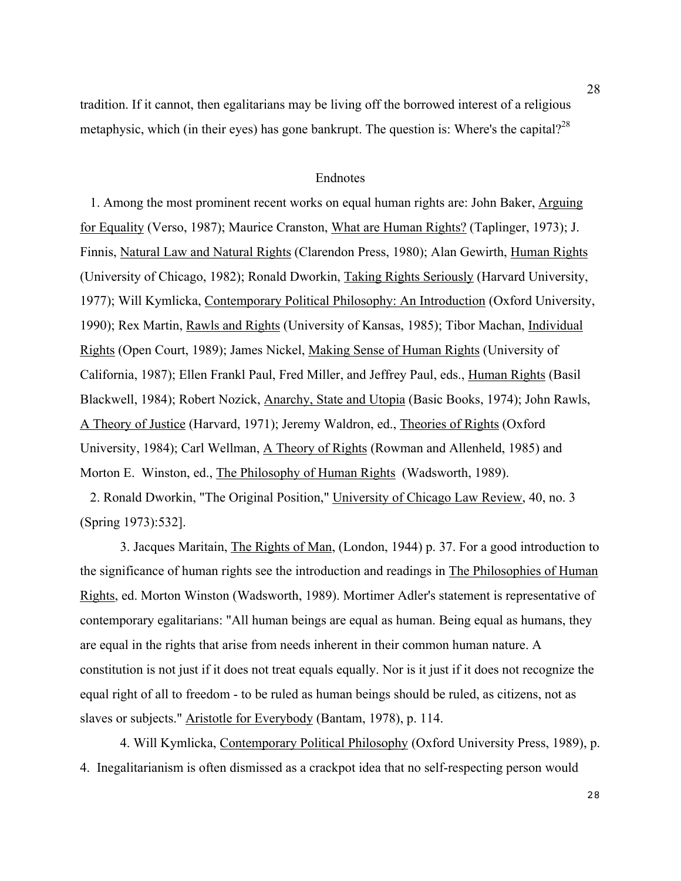tradition. If it cannot, then egalitarians may be living off the borrowed interest of a religious metaphysic, which (in their eyes) has gone bankrupt. The question is: Where's the capital?[28]

## Endnotes

1. Among the most prominent recent works on equal human rights are: John Baker, Arguing for Equality (Verso, 1987); Maurice Cranston, What are Human Rights? (Taplinger, 1973); J. Finnis, Natural Law and Natural Rights (Clarendon Press, 1980); Alan Gewirth, Human Rights (University of Chicago, 1982); Ronald Dworkin, Taking Rights Seriously (Harvard University, 1977); Will Kymlicka, Contemporary Political Philosophy: An Introduction (Oxford University, 1990); Rex Martin, Rawls and Rights (University of Kansas, 1985); Tibor Machan, Individual Rights (Open Court, 1989); James Nickel, Making Sense of Human Rights (University of California, 1987); Ellen Frankl Paul, Fred Miller, and Jeffrey Paul, eds., Human Rights (Basil Blackwell, 1984); Robert Nozick, Anarchy, State and Utopia (Basic Books, 1974); John Rawls, A Theory of Justice (Harvard, 1971); Jeremy Waldron, ed., Theories of Rights (Oxford University, 1984); Carl Wellman, A Theory of Rights (Rowman and Allenheld, 1985) and Morton E. Winston, ed., The Philosophy of Human Rights (Wadsworth, 1989).

2. Ronald Dworkin, "The Original Position," University of Chicago Law Review, 40, no. 3 (Spring 1973):532].

3. Jacques Maritain, The Rights of Man, (London, 1944) p. 37. For a good introduction to the significance of human rights see the introduction and readings in The Philosophies of Human Rights, ed. Morton Winston (Wadsworth, 1989). Mortimer Adler's statement is representative of contemporary egalitarians: "All human beings are equal as human. Being equal as humans, they are equal in the rights that arise from needs inherent in their common human nature. A constitution is not just if it does not treat equals equally. Nor is it just if it does not recognize the equal right of all to freedom - to be ruled as human beings should be ruled, as citizens, not as slaves or subjects." Aristotle for Everybody (Bantam, 1978), p. 114.

4. Will Kymlicka, Contemporary Political Philosophy (Oxford University Press, 1989), p. 4. Inegalitarianism is often dismissed as a crackpot idea that no self-respecting person would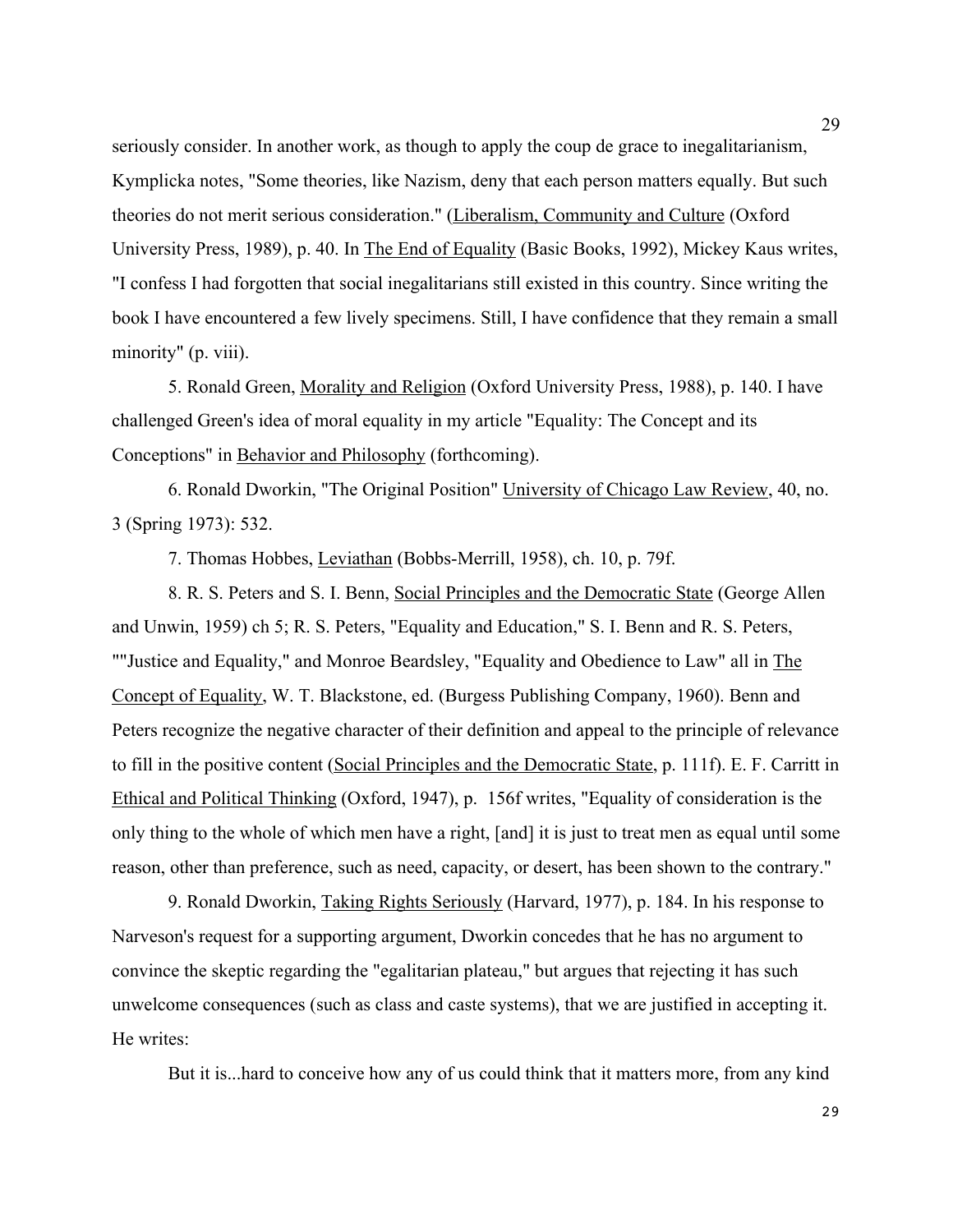seriously consider. In another work, as though to apply the coup de grace to inegalitarianism, Kymplicka notes, "Some theories, like Nazism, deny that each person matters equally. But such theories do not merit serious consideration." (Liberalism, Community and Culture (Oxford University Press, 1989), p. 40. In The End of Equality (Basic Books, 1992), Mickey Kaus writes, "I confess I had forgotten that social inegalitarians still existed in this country. Since writing the book I have encountered a few lively specimens. Still, I have confidence that they remain a small minority" (p. viii).

5. Ronald Green, Morality and Religion (Oxford University Press, 1988), p. 140. I have challenged Green's idea of moral equality in my article "Equality: The Concept and its Conceptions" in Behavior and Philosophy (forthcoming).

6. Ronald Dworkin, "The Original Position" University of Chicago Law Review, 40, no. 3 (Spring 1973): 532.

7. Thomas Hobbes, Leviathan (Bobbs-Merrill, 1958), ch. 10, p. 79f.

8. R. S. Peters and S. I. Benn, Social Principles and the Democratic State (George Allen and Unwin, 1959) ch 5; R. S. Peters, "Equality and Education," S. I. Benn and R. S. Peters, ""Justice and Equality," and Monroe Beardsley, "Equality and Obedience to Law" all in The Concept of Equality, W. T. Blackstone, ed. (Burgess Publishing Company, 1960). Benn and Peters recognize the negative character of their definition and appeal to the principle of relevance to fill in the positive content (Social Principles and the Democratic State, p. 111f). E. F. Carritt in Ethical and Political Thinking (Oxford, 1947), p. 156f writes, "Equality of consideration is the only thing to the whole of which men have a right, [and] it is just to treat men as equal until some reason, other than preference, such as need, capacity, or desert, has been shown to the contrary."

9. Ronald Dworkin, Taking Rights Seriously (Harvard, 1977), p. 184. In his response to Narveson's request for a supporting argument, Dworkin concedes that he has no argument to convince the skeptic regarding the "egalitarian plateau," but argues that rejecting it has such unwelcome consequences (such as class and caste systems), that we are justified in accepting it. He writes:

But it is...hard to conceive how any of us could think that it matters more, from any kind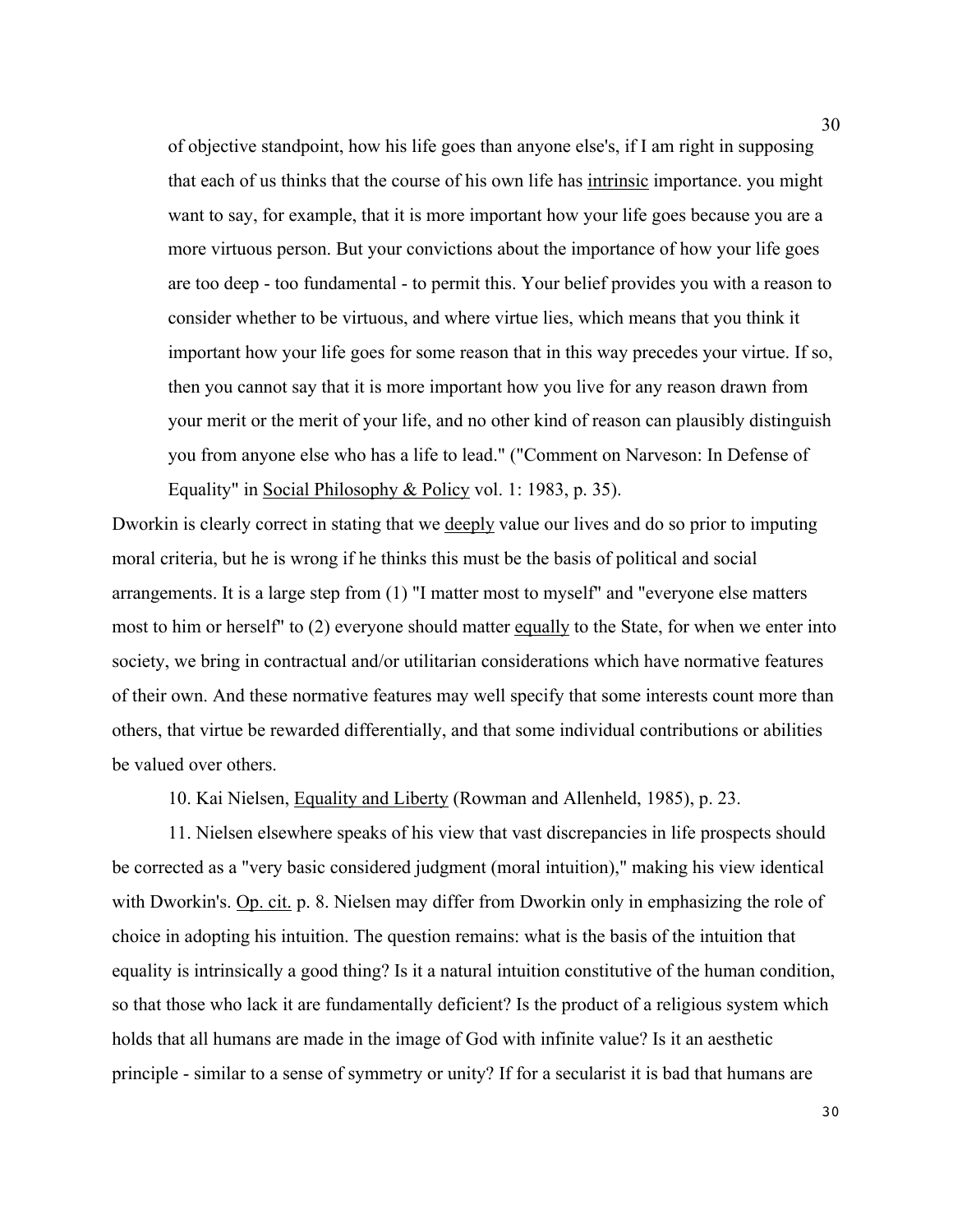of objective standpoint, how his life goes than anyone else's, if I am right in supposing that each of us thinks that the course of his own life has <u>intrinsic</u> importance. you might want to say, for example, that it is more important how your life goes because you are a more virtuous person. But your convictions about the importance of how your life goes are too deep - too fundamental - to permit this. Your belief provides you with a reason to consider whether to be virtuous, and where virtue lies, which means that you think it important how your life goes for some reason that in this way precedes your virtue. If so, then you cannot say that it is more important how you live for any reason drawn from your merit or the merit of your life, and no other kind of reason can plausibly distinguish you from anyone else who has a life to lead." ("Comment on Narveson: In Defense of Equality" in <u>Social Philosophy & Policy</u> vol. 1: 1983, p. 35).

Dworkin is clearly correct in stating that we <u>deeply</u> value our lives and do so prior to imputing moral criteria, but he is wrong if he thinks this must be the basis of political and social arrangements. It is a large step from (1) "I matter most to myself" and "everyone else matters most to him or herself" to (2) everyone should matter <u>equally</u> to the State, for when we enter into society, we bring in contractual and/or utilitarian considerations which have normative features of their own. And these normative features may well specify that some interests count more than others, that virtue be rewarded differentially, and that some individual contributions or abilities be valued over others.

10. Kai Nielsen, <u>Equality and Liberty</u> (Rowman and Allenheld, 1985), p. 23.

11. Nielsen elsewhere speaks of his view that vast discrepancies in life prospects should be corrected as a "very basic considered judgment (moral intuition)," making his view identical with Dworkin's. <u>Op. cit.</u> p. 8. Nielsen may differ from Dworkin only in emphasizing the role of choice in adopting his intuition. The question remains: what is the basis of the intuition that equality is intrinsically a good thing? Is it a natural intuition constitutive of the human condition, so that those who lack it are fundamentally deficient? Is the product of a religious system which holds that all humans are made in the image of God with infinite value? Is it an aesthetic principle - similar to a sense of symmetry or unity? If for a secularist it is bad that humans are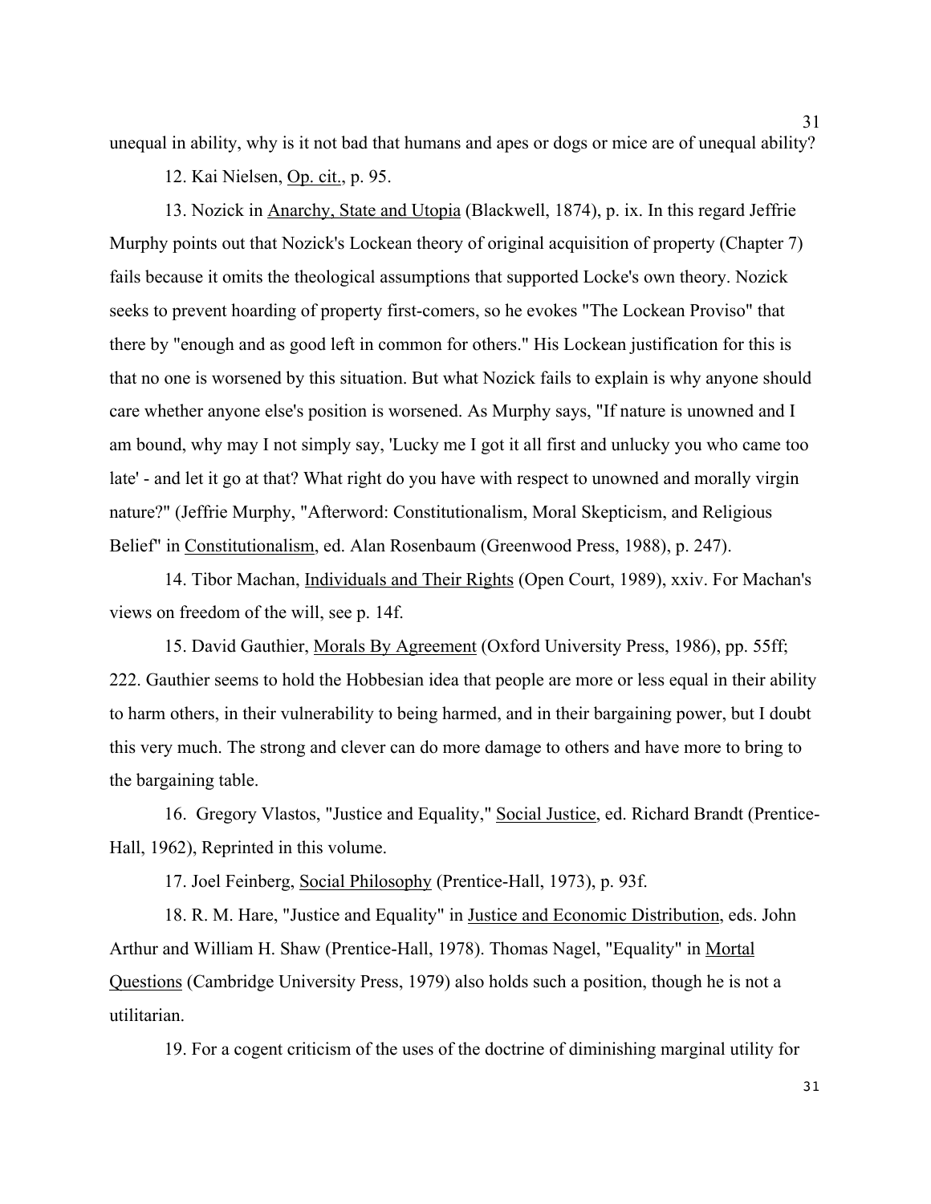unequal in ability, why is it not bad that humans and apes or dogs or mice are of unequal ability?

12. Kai Nielsen, Op. cit., p. 95.

13. Nozick in Anarchy, State and Utopia (Blackwell, 1874), p. ix. In this regard Jeffrie Murphy points out that Nozick's Lockean theory of original acquisition of property (Chapter 7) fails because it omits the theological assumptions that supported Locke's own theory. Nozick seeks to prevent hoarding of property first-comers, so he evokes "The Lockean Proviso" that there by "enough and as good left in common for others." His Lockean justification for this is that no one is worsened by this situation. But what Nozick fails to explain is why anyone should care whether anyone else's position is worsened. As Murphy says, "If nature is unowned and I am bound, why may I not simply say, 'Lucky me I got it all first and unlucky you who came too late' - and let it go at that? What right do you have with respect to unowned and morally virgin nature?" (Jeffrie Murphy, "Afterword: Constitutionalism, Moral Skepticism, and Religious Belief" in Constitutionalism, ed. Alan Rosenbaum (Greenwood Press, 1988), p. 247).

14. Tibor Machan, Individuals and Their Rights (Open Court, 1989), xxiv. For Machan's views on freedom of the will, see p. 14f.

15. David Gauthier, Morals By Agreement (Oxford University Press, 1986), pp. 55ff; 222. Gauthier seems to hold the Hobbesian idea that people are more or less equal in their ability to harm others, in their vulnerability to being harmed, and in their bargaining power, but I doubt this very much. The strong and clever can do more damage to others and have more to bring to the bargaining table.

16. Gregory Vlastos, "Justice and Equality," Social Justice, ed. Richard Brandt (Prentice-Hall, 1962), Reprinted in this volume.

17. Joel Feinberg, Social Philosophy (Prentice-Hall, 1973), p. 93f.

18. R. M. Hare, "Justice and Equality" in Justice and Economic Distribution, eds. John Arthur and William H. Shaw (Prentice-Hall, 1978). Thomas Nagel, "Equality" in Mortal Questions (Cambridge University Press, 1979) also holds such a position, though he is not a utilitarian.

19. For a cogent criticism of the uses of the doctrine of diminishing marginal utility for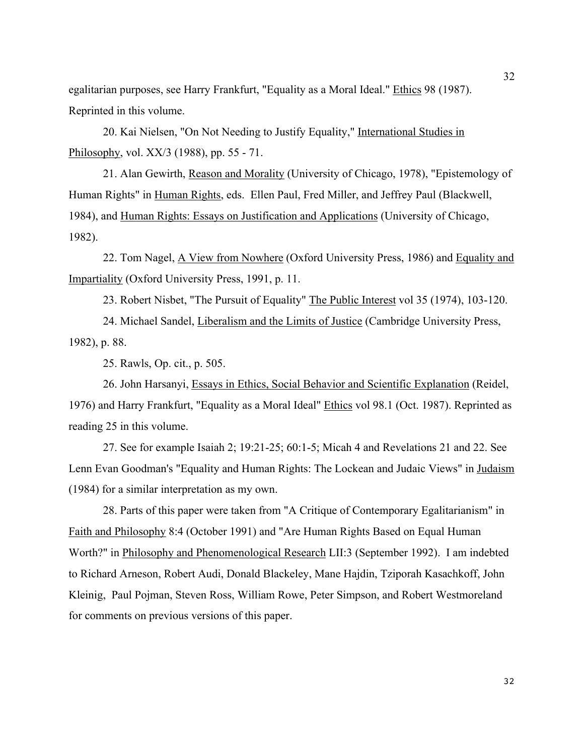egalitarian purposes, see Harry Frankfurt, "Equality as a Moral Ideal." Ethics 98 (1987). Reprinted in this volume.

20. Kai Nielsen, "On Not Needing to Justify Equality," International Studies in Philosophy, vol. XX/3 (1988), pp. 55 - 71.

21. Alan Gewirth, Reason and Morality (University of Chicago, 1978), "Epistemology of Human Rights" in Human Rights, eds. Ellen Paul, Fred Miller, and Jeffrey Paul (Blackwell, 1984), and Human Rights: Essays on Justification and Applications (University of Chicago, 1982).

22. Tom Nagel, A View from Nowhere (Oxford University Press, 1986) and Equality and Impartiality (Oxford University Press, 1991, p. 11.

23. Robert Nisbet, "The Pursuit of Equality" The Public Interest vol 35 (1974), 103-120.

24. Michael Sandel, Liberalism and the Limits of Justice (Cambridge University Press, 1982), p. 88.

25. Rawls, Op. cit., p. 505.

26. John Harsanyi, Essays in Ethics, Social Behavior and Scientific Explanation (Reidel, 1976) and Harry Frankfurt, "Equality as a Moral Ideal" Ethics vol 98.1 (Oct. 1987). Reprinted as reading 25 in this volume.

27. See for example Isaiah 2; 19:21-25; 60:1-5; Micah 4 and Revelations 21 and 22. See Lenn Evan Goodman's "Equality and Human Rights: The Lockean and Judaic Views" in Judaism (1984) for a similar interpretation as my own.

28. Parts of this paper were taken from "A Critique of Contemporary Egalitarianism" in Faith and Philosophy 8:4 (October 1991) and "Are Human Rights Based on Equal Human Worth?" in Philosophy and Phenomenological Research LII:3 (September 1992). I am indebted to Richard Arneson, Robert Audi, Donald Blackeley, Mane Hajdin, Tziporah Kasachkoff, John Kleinig, Paul Pojman, Steven Ross, William Rowe, Peter Simpson, and Robert Westmoreland for comments on previous versions of this paper.